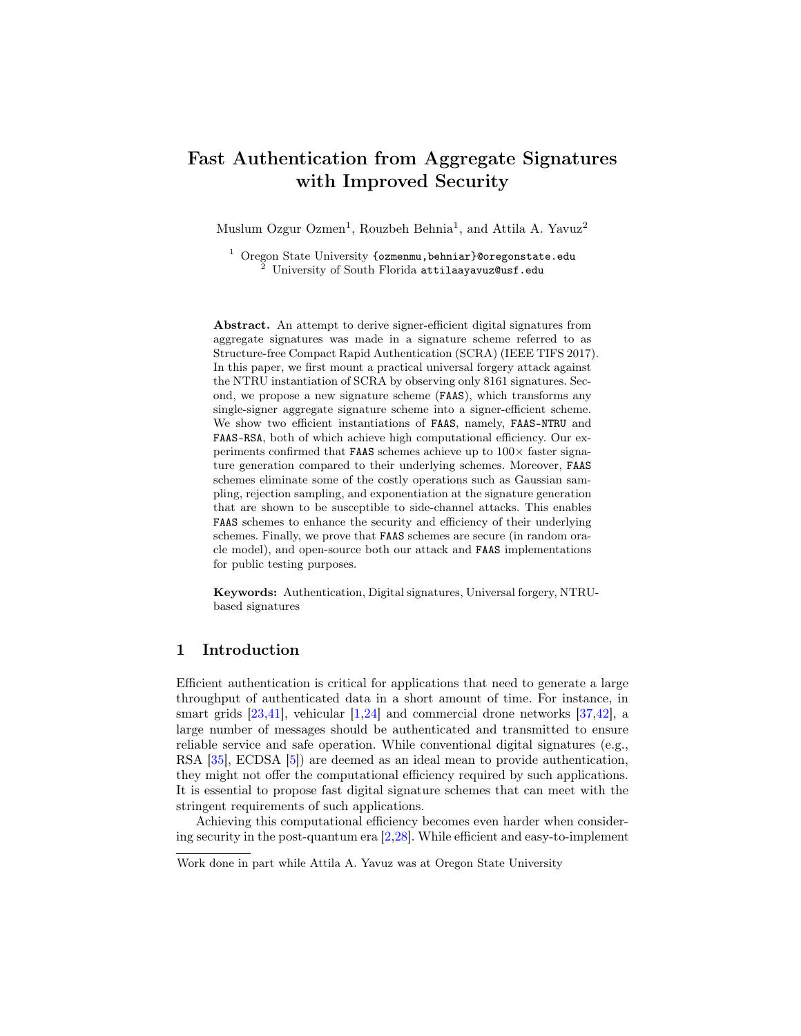# Fast Authentication from Aggregate Signatures with Improved Security

Muslum Ozgur Ozmen[1], Rouzbeh Behnia[1], and Attila A. Yavuz[2]

[1] Oregon State University {ozmenmu,behniar}@oregonstate.edu
[2] University of South Florida attilaayavuz@usf.edu

**Abstract.** An attempt to derive signer-efficient digital signatures from aggregate signatures was made in a signature scheme referred to as Structure-free Compact Rapid Authentication (SCRA) (IEEE TIFS 2017). In this paper, we first mount a practical universal forgery attack against the NTRU instantiation of SCRA by observing only 8161 signatures. Second, we propose a new signature scheme (FAAS), which transforms any single-signer aggregate signature scheme into a signer-efficient scheme. We show two efficient instantiations of FAAS, namely, FAAS-NTRU and FAAS-RSA, both of which achieve high computational efficiency. Our experiments confirmed that FAAS schemes achieve up to 100× faster signature generation compared to their underlying schemes. Moreover, FAAS schemes eliminate some of the costly operations such as Gaussian sampling, rejection sampling, and exponentiation at the signature generation that are shown to be susceptible to side-channel attacks. This enables FAAS schemes to enhance the security and efficiency of their underlying schemes. Finally, we prove that FAAS schemes are secure (in random oracle model), and open-source both our attack and FAAS implementations for public testing purposes.

**Keywords:** Authentication, Digital signatures, Universal forgery, NTRU-based signatures

## 1 Introduction

Efficient authentication is critical for applications that need to generate a large throughput of authenticated data in a short amount of time. For instance, in smart grids [23,41], vehicular [1,24] and commercial drone networks [37,42], a large number of messages should be authenticated and transmitted to ensure reliable service and safe operation. While conventional digital signatures (e.g., RSA [35], ECDSA [5]) are deemed as an ideal mean to provide authentication, they might not offer the computational efficiency required by such applications. It is essential to propose fast digital signature schemes that can meet with the stringent requirements of such applications.

Achieving this computational efficiency becomes even harder when considering security in the post-quantum era [2,28]. While efficient and easy-to-implement

Work done in part while Attila A. Yavuz was at Oregon State University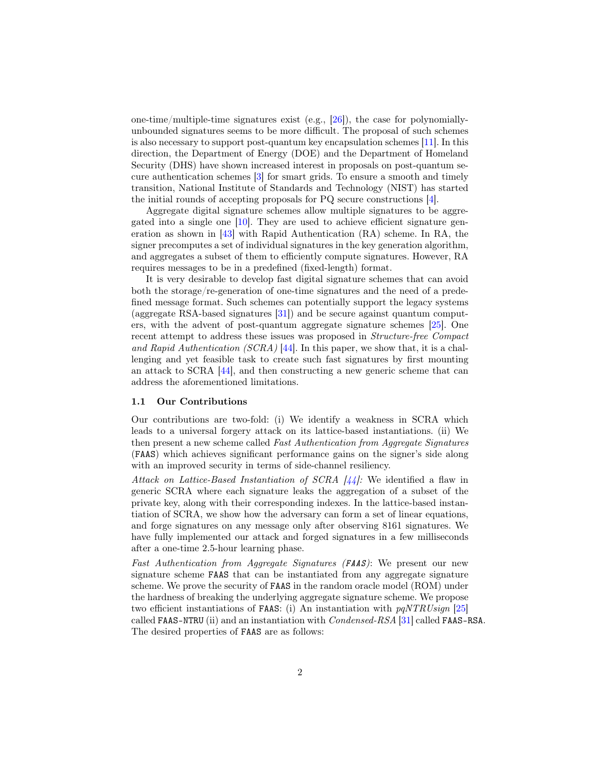one-time/multiple-time signatures exist (e.g., [26]), the case for polynomially-unbounded signatures seems to be more difficult. The proposal of such schemes is also necessary to support post-quantum key encapsulation schemes [11]. In this direction, the Department of Energy (DOE) and the Department of Homeland Security (DHS) have shown increased interest in proposals on post-quantum secure authentication schemes [3] for smart grids. To ensure a smooth and timely transition, National Institute of Standards and Technology (NIST) has started the initial rounds of accepting proposals for PQ secure constructions [4].

Aggregate digital signature schemes allow multiple signatures to be aggregated into a single one [10]. They are used to achieve efficient signature generation as shown in [43] with Rapid Authentication (RA) scheme. In RA, the signer precomputes a set of individual signatures in the key generation algorithm, and aggregates a subset of them to efficiently compute signatures. However, RA requires messages to be in a predefined (fixed-length) format.

It is very desirable to develop fast digital signature schemes that can avoid both the storage/re-generation of one-time signatures and the need of a predefined message format. Such schemes can potentially support the legacy systems (aggregate RSA-based signatures [31]) and be secure against quantum computers, with the advent of post-quantum aggregate signature schemes [25]. One recent attempt to address these issues was proposed in *Structure-free Compact and Rapid Authentication (SCRA)* [44]. In this paper, we show that, it is a challenging and yet feasible task to create such fast signatures by first mounting an attack to SCRA [44], and then constructing a new generic scheme that can address the aforementioned limitations.

### 1.1 Our Contributions

Our contributions are two-fold: (i) We identify a weakness in SCRA which leads to a universal forgery attack on its lattice-based instantiations. (ii) We then present a new scheme called *Fast Authentication from Aggregate Signatures* (`FAAS`) which achieves significant performance gains on the signer's side along with an improved security in terms of side-channel resiliency.

*Attack on Lattice-Based Instantiation of SCRA [44]:* We identified a flaw in generic SCRA where each signature leaks the aggregation of a subset of the private key, along with their corresponding indexes. In the lattice-based instantiation of SCRA, we show how the adversary can form a set of linear equations, and forge signatures on any message only after observing 8161 signatures. We have fully implemented our attack and forged signatures in a few milliseconds after a one-time 2.5-hour learning phase.

*Fast Authentication from Aggregate Signatures (`FAAS`)*: We present our new signature scheme `FAAS` that can be instantiated from any aggregate signature scheme. We prove the security of `FAAS` in the random oracle model (ROM) under the hardness of breaking the underlying aggregate signature scheme. We propose two efficient instantiations of `FAAS`: (i) An instantiation with *pqNTRUsign* [25] called `FAAS-NTRU` (ii) and an instantiation with *Condensed-RSA* [31] called `FAAS-RSA`. The desired properties of `FAAS` are as follows: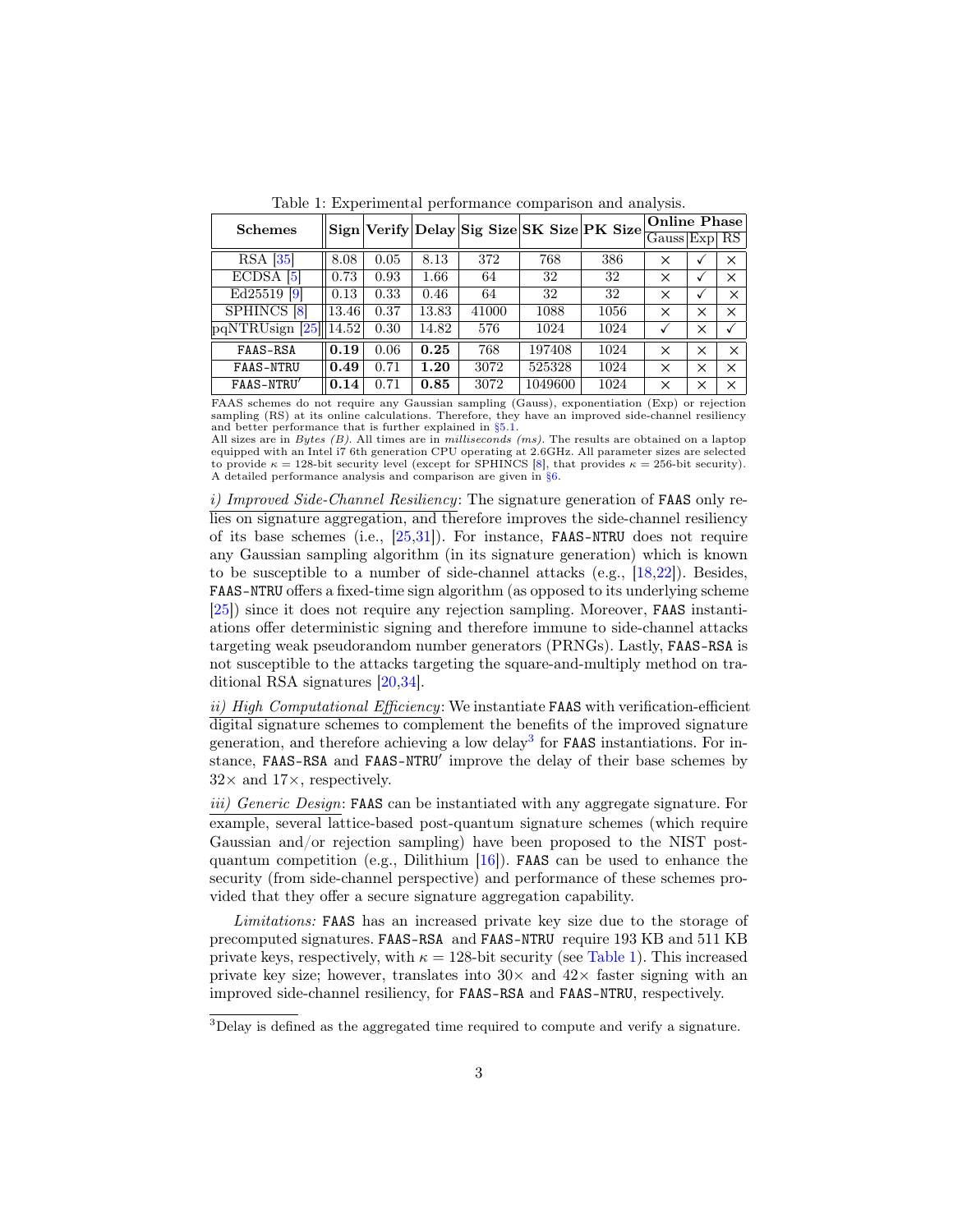Table 1: Experimental performance comparison and analysis.

| Schemes | Sign | Verify | Delay | Sig Size | SK Size | PK Size | Online Phase | | |
|---|---|---|---|---|---|---|---|---|---|
| | | | | | | | Gauss | Exp | RS |
| RSA [35] | 8.08 | 0.05 | 8.13 | 372 | 768 | 386 | × | ✓ | × |
| ECDSA [5] | 0.73 | 0.93 | 1.66 | 64 | 32 | 32 | × | ✓ | × |
| Ed25519 [9] | 0.13 | 0.33 | 0.46 | 64 | 32 | 32 | × | ✓ | × |
| SPHINCS [8] | 13.46 | 0.37 | 13.83 | 41000 | 1088 | 1056 | × | × | × |
| pqNTRUsign [25] | 14.52 | 0.30 | 14.82 | 576 | 1024 | 1024 | ✓ | × | ✓ |
| `FAAS-RSA` | **0.19** | 0.06 | **0.25** | 768 | 197408 | 1024 | × | × | × |
| `FAAS-NTRU` | **0.49** | 0.71 | **1.20** | 3072 | 525328 | 1024 | × | × | × |
| `FAAS-NTRU′` | **0.14** | 0.71 | **0.85** | 3072 | 1049600 | 1024 | × | × | × |

FAAS schemes do not require any Gaussian sampling (Gauss), exponentiation (Exp) or rejection sampling (RS) at its online calculations. Therefore, they have an improved side-channel resiliency and better performance that is further explained in §5.1.
All sizes are in *Bytes (B)*. All times are in *milliseconds (ms)*. The results are obtained on a laptop equipped with an Intel i7 6th generation CPU operating at 2.6GHz. All parameter sizes are selected to provide $\kappa = 128$-bit security level (except for SPHINCS [8], that provides $\kappa = 256$-bit security). A detailed performance analysis and comparison are given in §6.

*i) Improved Side-Channel Resiliency*: The signature generation of `FAAS` only relies on signature aggregation, and therefore improves the side-channel resiliency of its base schemes (i.e., [25,31]). For instance, `FAAS-NTRU` does not require any Gaussian sampling algorithm (in its signature generation) which is known to be susceptible to a number of side-channel attacks (e.g., [18,22]). Besides, `FAAS-NTRU` offers a fixed-time sign algorithm (as opposed to its underlying scheme [25]) since it does not require any rejection sampling. Moreover, `FAAS` instantiations offer deterministic signing and therefore immune to side-channel attacks targeting weak pseudorandom number generators (PRNGs). Lastly, `FAAS-RSA` is not susceptible to the attacks targeting the square-and-multiply method on traditional RSA signatures [20,34].

*ii) High Computational Efficiency*: We instantiate `FAAS` with verification-efficient digital signature schemes to complement the benefits of the improved signature generation, and therefore achieving a low delay[3] for `FAAS` instantiations. For instance, `FAAS-RSA` and `FAAS-NTRU′` improve the delay of their base schemes by $32\times$ and $17\times$, respectively.

*iii) Generic Design*: `FAAS` can be instantiated with any aggregate signature. For example, several lattice-based post-quantum signature schemes (which require Gaussian and/or rejection sampling) have been proposed to the NIST post-quantum competition (e.g., Dilithium [16]). `FAAS` can be used to enhance the security (from side-channel perspective) and performance of these schemes provided that they offer a secure signature aggregation capability.

*Limitations:* `FAAS` has an increased private key size due to the storage of precomputed signatures. `FAAS-RSA` and `FAAS-NTRU` require 193 KB and 511 KB private keys, respectively, with $\kappa = 128$-bit security (see Table 1). This increased private key size; however, translates into $30\times$ and $42\times$ faster signing with an improved side-channel resiliency, for `FAAS-RSA` and `FAAS-NTRU`, respectively.

[3] Delay is defined as the aggregated time required to compute and verify a signature.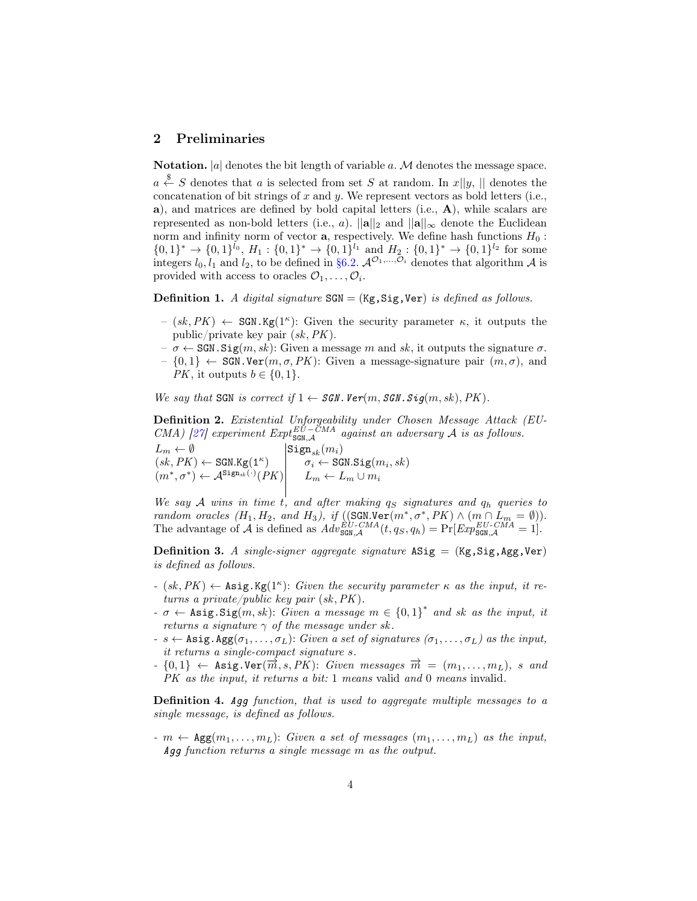## 2 Preliminaries

**Notation.** $|a|$ denotes the bit length of variable $a$. $\mathcal{M}$ denotes the message space. $a \xleftarrow{\$} S$ denotes that $a$ is selected from set $S$ at random. In $x||y$, $||$ denotes the concatenation of bit strings of $x$ and $y$. We represent vectors as bold letters (i.e., $\mathbf{a}$), and matrices are defined by bold capital letters (i.e., $\mathbf{A}$), while scalars are represented as non-bold letters (i.e., $a$). $||\mathbf{a}||_2$ and $||\mathbf{a}||_\infty$ denote the Euclidean norm and infinity norm of vector $\mathbf{a}$, respectively. We define hash functions $H_0 : \{0,1\}^* \rightarrow \{0,1\}^{l_0}$, $H_1 : \{0,1\}^* \rightarrow \{0,1\}^{l_1}$ and $H_2 : \{0,1\}^* \rightarrow \{0,1\}^{l_2}$ for some integers $l_0, l_1$ and $l_2$, to be defined in §6.2. $\mathcal{A}^{\mathcal{O}_1,\ldots,\mathcal{O}_i}$ denotes that algorithm $\mathcal{A}$ is provided with access to oracles $\mathcal{O}_1, \ldots, \mathcal{O}_i$.

**Definition 1.** *A digital signature* $\texttt{SGN} = (\texttt{Kg}, \texttt{Sig}, \texttt{Ver})$ *is defined as follows.*

– $(sk, PK) \leftarrow \texttt{SGN.Kg}(1^\kappa)$: Given the security parameter $\kappa$, it outputs the public/private key pair $(sk, PK)$.
– $\sigma \leftarrow \texttt{SGN.Sig}(m, sk)$: Given a message $m$ and $sk$, it outputs the signature $\sigma$.
– $\{0,1\} \leftarrow \texttt{SGN.Ver}(m, \sigma, PK)$: Given a message-signature pair $(m, \sigma)$, and $PK$, it outputs $b \in \{0,1\}$.

*We say that* SGN *is correct if* $1 \leftarrow \texttt{SGN.Ver}(m, \texttt{SGN.Sig}(m, sk), PK)$.

**Definition 2.** *Existential Unforgeability under Chosen Message Attack (EU-CMA) [27] experiment* $Expt^{EU-CMA}_{\texttt{SGN},\mathcal{A}}$ *against an adversary* $\mathcal{A}$ *is as follows.*

| | |
|---|---|
| $L_m \leftarrow \emptyset$ | $\texttt{Sign}_{sk}(m_i)$ |
| $(sk, PK) \leftarrow \texttt{SGN.Kg}(1^\kappa)$ | $\quad \sigma_i \leftarrow \texttt{SGN.Sig}(m_i, sk)$ |
| $(m^*, \sigma^*) \leftarrow \mathcal{A}^{\texttt{Sign}_{sk}(\cdot)}(PK)$ | $\quad L_m \leftarrow L_m \cup m_i$ |

*We say* $\mathcal{A}$ *wins in time* $t$*, and after making* $q_S$ *signatures and* $q_h$ *queries to random oracles* $(H_1, H_2,$ *and* $H_3)$*, if* $((\texttt{SGN.Ver}(m^*, \sigma^*, PK) \wedge (m \cap L_m = \emptyset))$. The advantage of $\mathcal{A}$ is defined as $Adv^{EU\text{-}CMA}_{\texttt{SGN},\mathcal{A}}(t, q_S, q_h) = \Pr[Exp^{EU\text{-}CMA}_{\texttt{SGN},\mathcal{A}} = 1]$.

**Definition 3.** *A single-signer aggregate signature* $\texttt{ASig} = (\texttt{Kg}, \texttt{Sig}, \texttt{Agg}, \texttt{Ver})$ *is defined as follows.*

- $(sk, PK) \leftarrow \texttt{Asig.Kg}(1^\kappa)$: *Given the security parameter* $\kappa$ *as the input, it returns a private/public key pair* $(sk, PK)$.
- $\sigma \leftarrow \texttt{Asig.Sig}(m, sk)$: *Given a message* $m \in \{0,1\}^*$ *and* $sk$ *as the input, it returns a signature* $\gamma$ *of the message under* $sk$.
- $s \leftarrow \texttt{Asig.Agg}(\sigma_1, \ldots, \sigma_L)$: *Given a set of signatures* $(\sigma_1, \ldots, \sigma_L)$ *as the input, it returns a single-compact signature* $s$.
- $\{0,1\} \leftarrow \texttt{Asig.Ver}(\overrightarrow{m}, s, PK)$: *Given messages* $\overrightarrow{m} = (m_1, \ldots, m_L)$, $s$ *and* $PK$ *as the input, it returns a bit:* 1 *means* valid *and* 0 *means* invalid.

**Definition 4.** *Agg function, that is used to aggregate multiple messages to a single message, is defined as follows.*

- $m \leftarrow \texttt{Agg}(m_1, \ldots, m_L)$: *Given a set of messages* $(m_1, \ldots, m_L)$ *as the input, Agg function returns a single message* $m$ *as the output.*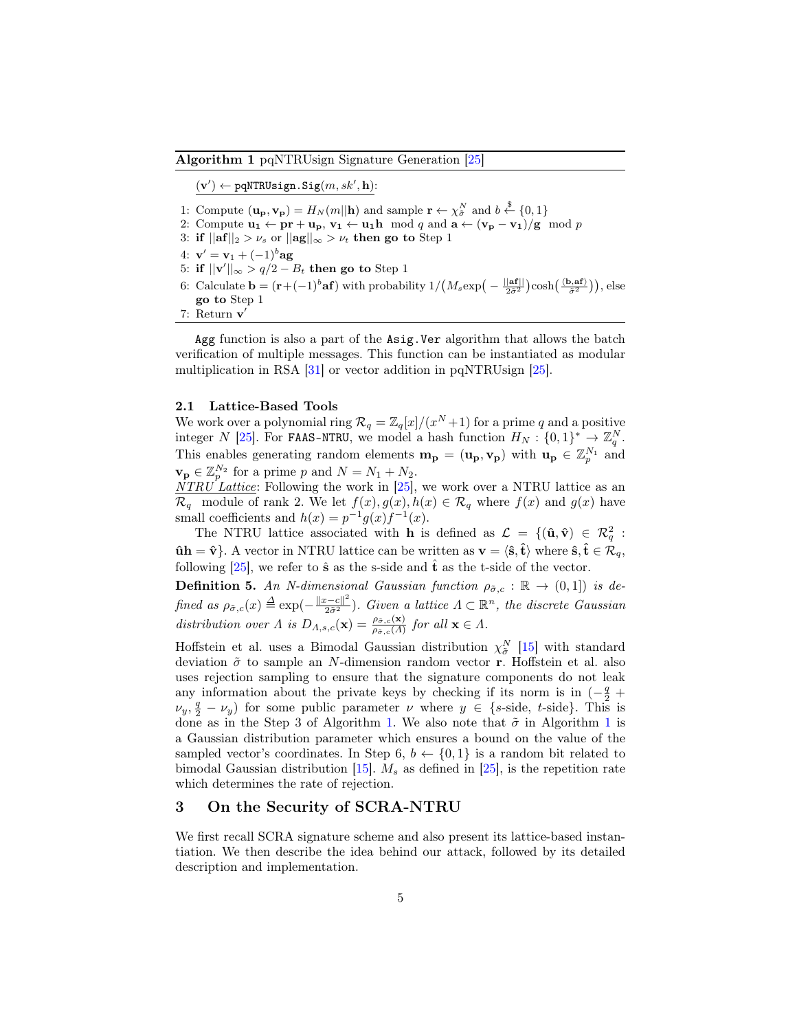**Algorithm 1** pqNTRUsign Signature Generation [25]

$(\mathbf{v'}) \leftarrow$ `pqNTRUsign.Sig`$(m, sk', \mathbf{h})$:

1: Compute $(\mathbf{u_p}, \mathbf{v_p}) = H_N(m||\mathbf{h})$ and sample $\mathbf{r} \leftarrow \chi_{\tilde{\sigma}}^N$ and $b \xleftarrow{\$} \{0,1\}$
2: Compute $\mathbf{u_1} \leftarrow \mathbf{pr} + \mathbf{u_p}$, $\mathbf{v_1} \leftarrow \mathbf{u_1 h} \mod q$ and $\mathbf{a} \leftarrow (\mathbf{v_p} - \mathbf{v_1})/\mathbf{g} \mod p$
3: **if** $||\mathbf{af}||_2 > \nu_s$ or $||\mathbf{ag}||_\infty > \nu_t$ **then go to** Step 1
4: $\mathbf{v'} = \mathbf{v}_1 + (-1)^b \mathbf{ag}$
5: **if** $||\mathbf{v'}||_\infty > q/2 - B_t$ **then go to** Step 1
6: Calculate $\mathbf{b} = (\mathbf{r} + (-1)^b \mathbf{af})$ with probability $1/\big(M_s \exp\big(-\frac{||\mathbf{af}||}{2\tilde{\sigma}^2}\big)\cosh\big(\frac{\langle \mathbf{b}, \mathbf{af}\rangle}{\tilde{\sigma}^2}\big)\big)$, else **go to** Step 1
7: Return $\mathbf{v'}$

`Agg` function is also a part of the `Asig.Ver` algorithm that allows the batch verification of multiple messages. This function can be instantiated as modular multiplication in RSA [31] or vector addition in pqNTRUsign [25].

### 2.1 Lattice-Based Tools

We work over a polynomial ring $\mathcal{R}_q = \mathbb{Z}_q[x]/(x^N + 1)$ for a prime $q$ and a positive integer $N$ [25]. For `FAAS-NTRU`, we model a hash function $H_N : \{0,1\}^* \rightarrow \mathbb{Z}_q^N$. This enables generating random elements $\mathbf{m_p} = (\mathbf{u_p}, \mathbf{v_p})$ with $\mathbf{u_p} \in \mathbb{Z}_p^{N_1}$ and $\mathbf{v_p} \in \mathbb{Z}_p^{N_2}$ for a prime $p$ and $N = N_1 + N_2$.

_NTRU Lattice_: Following the work in [25], we work over a NTRU lattice as an $\mathcal{R}_q$ module of rank 2. We let $f(x), g(x), h(x) \in \mathcal{R}_q$ where $f(x)$ and $g(x)$ have small coefficients and $h(x) = p^{-1} g(x) f^{-1}(x)$.

The NTRU lattice associated with $\mathbf{h}$ is defined as $\mathcal{L} = \{(\hat{\mathbf{u}}, \hat{\mathbf{v}}) \in \mathcal{R}_q^2 : \hat{\mathbf{u}}\mathbf{h} = \hat{\mathbf{v}}\}$. A vector in NTRU lattice can be written as $\mathbf{v} = \langle \hat{\mathbf{s}}, \hat{\mathbf{t}} \rangle$ where $\hat{\mathbf{s}}, \hat{\mathbf{t}} \in \mathcal{R}_q$, following [25], we refer to $\hat{\mathbf{s}}$ as the s-side and $\hat{\mathbf{t}}$ as the t-side of the vector.

**Definition 5.** *An N-dimensional Gaussian function $\rho_{\tilde{\sigma},c} : \mathbb{R} \rightarrow (0,1])$ is defined as $\rho_{\tilde{\sigma},c}(x) \triangleq \exp(-\frac{\|x-c\|^2}{2\tilde{\sigma}^2})$. Given a lattice $\Lambda \subset \mathbb{R}^n$, the discrete Gaussian distribution over $\Lambda$ is $D_{\Lambda,s,c}(\mathbf{x}) = \frac{\rho_{\tilde{\sigma},c}(\mathbf{x})}{\rho_{\tilde{\sigma},c}(\Lambda)}$ for all $\mathbf{x} \in \Lambda$.*

Hoffstein et al. uses a Bimodal Gaussian distribution $\chi_{\tilde{\sigma}}^N$ [15] with standard deviation $\tilde{\sigma}$ to sample an $N$-dimension random vector $\mathbf{r}$. Hoffstein et al. also uses rejection sampling to ensure that the signature components do not leak any information about the private keys by checking if its norm is in $(-\frac{q}{2} + \nu_y, \frac{q}{2} - \nu_y)$ for some public parameter $\nu$ where $y \in \{s\text{-side}, t\text{-side}\}$. This is done as in the Step 3 of Algorithm 1. We also note that $\tilde{\sigma}$ in Algorithm 1 is a Gaussian distribution parameter which ensures a bound on the value of the sampled vector's coordinates. In Step 6, $b \leftarrow \{0,1\}$ is a random bit related to bimodal Gaussian distribution [15]. $M_s$ as defined in [25], is the repetition rate which determines the rate of rejection.

## 3 On the Security of SCRA-NTRU

We first recall SCRA signature scheme and also present its lattice-based instantiation. We then describe the idea behind our attack, followed by its detailed description and implementation.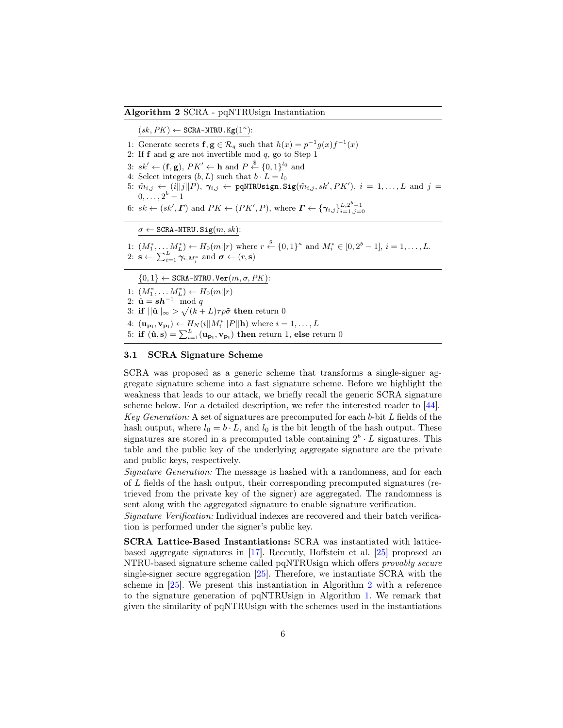**Algorithm 2** SCRA - pqNTRUsign Instantiation

$(sk, PK) \leftarrow$ `SCRA-NTRU.Kg`$(1^\kappa)$:

1: Generate secrets $\mathbf{f}, \mathbf{g} \in \mathcal{R}_q$ such that $h(x) = p^{-1}g(x)f^{-1}(x)$
2: If $\mathbf{f}$ and $\mathbf{g}$ are not invertible mod $q$, go to Step 1
3: $sk' \leftarrow (\mathbf{f}, \mathbf{g})$, $PK' \leftarrow \mathbf{h}$ and $P \xleftarrow{\$} \{0,1\}^{l_0}$ and
4: Select integers $(b, L)$ such that $b \cdot L = l_0$
5: $\tilde{m}_{i,j} \leftarrow (i||j||P)$, $\boldsymbol{\gamma}_{i,j} \leftarrow$ `pqNTRUsign.Sig`$(\tilde{m}_{i,j}, sk', PK')$, $i = 1, \ldots, L$ and $j = 0, \ldots, 2^b - 1$
6: $sk \leftarrow (sk', \boldsymbol{\Gamma})$ and $PK \leftarrow (PK', P)$, where $\boldsymbol{\Gamma} \leftarrow \{\boldsymbol{\gamma}_{i,j}\}_{i=1,j=0}^{L,2^b-1}$

$\sigma \leftarrow$ `SCRA-NTRU.Sig`$(m, sk)$:

1: $(M_1^*, \ldots M_L^*) \leftarrow H_0(m||r)$ where $r \xleftarrow{\$} \{0,1\}^\kappa$ and $M_i^* \in [0, 2^b - 1]$, $i = 1, \ldots, L$.
2: $\mathbf{s} \leftarrow \sum_{i=1}^{L} \boldsymbol{\gamma}_{i,M_i^*}$ and $\boldsymbol{\sigma} \leftarrow (r, \mathbf{s})$

$\{0,1\} \leftarrow$ `SCRA-NTRU.Ver`$(m, \sigma, PK)$:

1: $(M_1^*, \ldots M_L^*) \leftarrow H_0(m||r)$
2: $\hat{\mathbf{u}} = \boldsymbol{s}\boldsymbol{h}^{-1} \mod q$
3: **if** $||\hat{\mathbf{u}}||_\infty > \sqrt{(k+L)}\tau p \tilde{\sigma}$ **then** return 0
4: $(\mathbf{u_{p_i}}, \mathbf{v_{p_i}}) \leftarrow H_N(i||M_i^*||P||\mathbf{h})$ where $i = 1, \ldots, L$
5: **if** $(\hat{\mathbf{u}}, \mathbf{s}) = \sum_{i=1}^{L}(\mathbf{u_{p_i}}, \mathbf{v_{p_i}})$ **then** return 1, **else** return 0

### 3.1 SCRA Signature Scheme

SCRA was proposed as a generic scheme that transforms a single-signer aggregate signature scheme into a fast signature scheme. Before we highlight the weakness that leads to our attack, we briefly recall the generic SCRA signature scheme below. For a detailed description, we refer the interested reader to [44].

*Key Generation:* A set of signatures are precomputed for each $b$-bit $L$ fields of the hash output, where $l_0 = b \cdot L$, and $l_0$ is the bit length of the hash output. These signatures are stored in a precomputed table containing $2^b \cdot L$ signatures. This table and the public key of the underlying aggregate signature are the private and public keys, respectively.

*Signature Generation:* The message is hashed with a randomness, and for each of $L$ fields of the hash output, their corresponding precomputed signatures (retrieved from the private key of the signer) are aggregated. The randomness is sent along with the aggregated signature to enable signature verification.

*Signature Verification:* Individual indexes are recovered and their batch verification is performed under the signer's public key.

**SCRA Lattice-Based Instantiations:** SCRA was instantiated with lattice-based aggregate signatures in [17]. Recently, Hoffstein et al. [25] proposed an NTRU-based signature scheme called pqNTRUsign which offers *provably secure* single-signer secure aggregation [25]. Therefore, we instantiate SCRA with the scheme in [25]. We present this instantiation in Algorithm 2 with a reference to the signature generation of pqNTRUsign in Algorithm 1. We remark that given the similarity of pqNTRUsign with the schemes used in the instantiations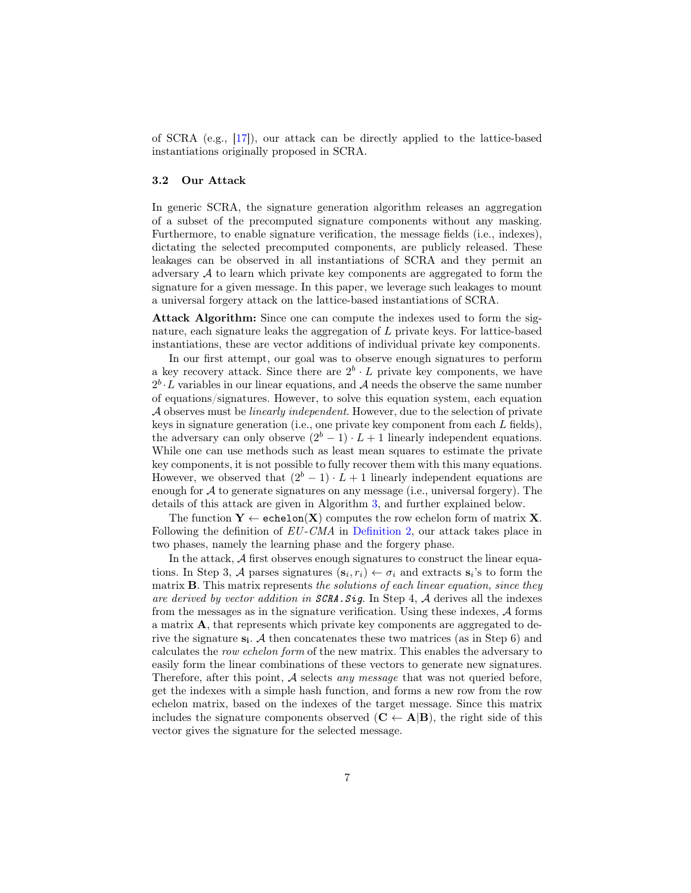of SCRA (e.g., [17]), our attack can be directly applied to the lattice-based instantiations originally proposed in SCRA.

### 3.2 Our Attack

In generic SCRA, the signature generation algorithm releases an aggregation of a subset of the precomputed signature components without any masking. Furthermore, to enable signature verification, the message fields (i.e., indexes), dictating the selected precomputed components, are publicly released. These leakages can be observed in all instantiations of SCRA and they permit an adversary $\mathcal{A}$ to learn which private key components are aggregated to form the signature for a given message. In this paper, we leverage such leakages to mount a universal forgery attack on the lattice-based instantiations of SCRA.

**Attack Algorithm:** Since one can compute the indexes used to form the signature, each signature leaks the aggregation of $L$ private keys. For lattice-based instantiations, these are vector additions of individual private key components.

In our first attempt, our goal was to observe enough signatures to perform a key recovery attack. Since there are $2^b \cdot L$ private key components, we have $2^b \cdot L$ variables in our linear equations, and $\mathcal{A}$ needs the observe the same number of equations/signatures. However, to solve this equation system, each equation $\mathcal{A}$ observes must be *linearly independent*. However, due to the selection of private keys in signature generation (i.e., one private key component from each $L$ fields), the adversary can only observe $(2^b - 1) \cdot L + 1$ linearly independent equations. While one can use methods such as least mean squares to estimate the private key components, it is not possible to fully recover them with this many equations. However, we observed that $(2^b - 1) \cdot L + 1$ linearly independent equations are enough for $\mathcal{A}$ to generate signatures on any message (i.e., universal forgery). The details of this attack are given in Algorithm 3, and further explained below.

The function $\mathbf{Y} \leftarrow \texttt{echelon}(\mathbf{X})$ computes the row echelon form of matrix $\mathbf{X}$. Following the definition of *EU-CMA* in Definition 2, our attack takes place in two phases, namely the learning phase and the forgery phase.

In the attack, $\mathcal{A}$ first observes enough signatures to construct the linear equations. In Step 3, $\mathcal{A}$ parses signatures $(\mathbf{s}_i, r_i) \leftarrow \sigma_i$ and extracts $\mathbf{s}_i$'s to form the matrix $\mathbf{B}$. This matrix represents *the solutions of each linear equation, since they are derived by vector addition in* ***SCRA.Sig***. In Step 4, $\mathcal{A}$ derives all the indexes from the messages as in the signature verification. Using these indexes, $\mathcal{A}$ forms a matrix $\mathbf{A}$, that represents which private key components are aggregated to derive the signature $\mathbf{s_i}$. $\mathcal{A}$ then concatenates these two matrices (as in Step 6) and calculates the *row echelon form* of the new matrix. This enables the adversary to easily form the linear combinations of these vectors to generate new signatures. Therefore, after this point, $\mathcal{A}$ selects *any message* that was not queried before, get the indexes with a simple hash function, and forms a new row from the row echelon matrix, based on the indexes of the target message. Since this matrix includes the signature components observed ($\mathbf{C} \leftarrow \mathbf{A}|\mathbf{B}$), the right side of this vector gives the signature for the selected message.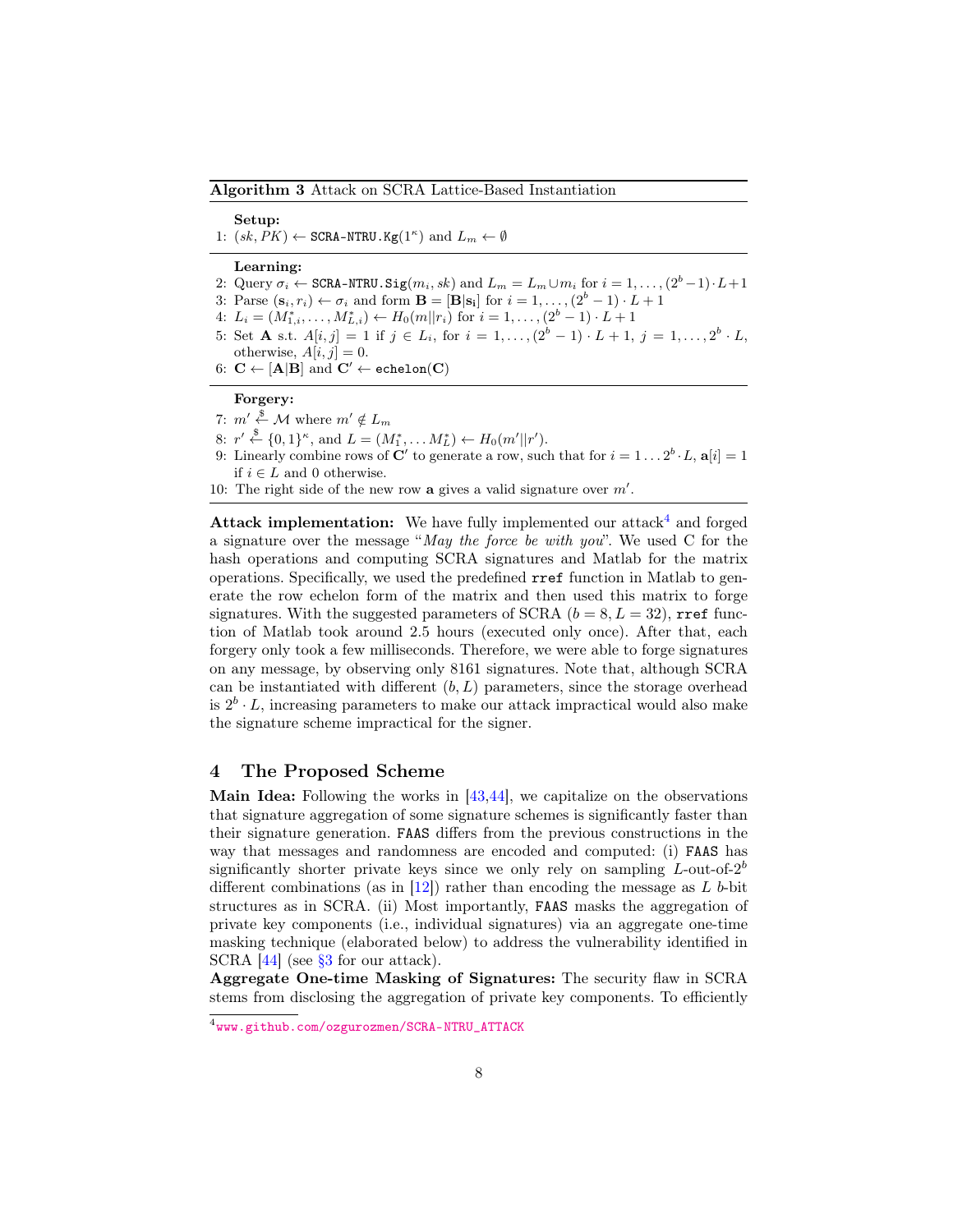**Algorithm 3** Attack on SCRA Lattice-Based Instantiation

---

**Setup:**

1: $(sk, PK) \leftarrow$ `SCRA-NTRU.Kg`$(1^\kappa)$ and $L_m \leftarrow \emptyset$

---

**Learning:**

2: Query $\sigma_i \leftarrow$ `SCRA-NTRU.Sig`$(m_i, sk)$ and $L_m = L_m \cup m_i$ for $i = 1, \ldots, (2^b - 1) \cdot L + 1$

3: Parse $(\mathbf{s}_i, r_i) \leftarrow \sigma_i$ and form $\mathbf{B} = [\mathbf{B}|\mathbf{s_i}]$ for $i = 1, \ldots, (2^b - 1) \cdot L + 1$

4: $L_i = (M^*_{1,i}, \ldots, M^*_{L,i}) \leftarrow H_0(m||r_i)$ for $i = 1, \ldots, (2^b - 1) \cdot L + 1$

5: Set $\mathbf{A}$ s.t. $A[i, j] = 1$ if $j \in L_i$, for $i = 1, \ldots, (2^b - 1) \cdot L + 1$, $j = 1, \ldots, 2^b \cdot L$, otherwise, $A[i, j] = 0$.

6: $\mathbf{C} \leftarrow [\mathbf{A}|\mathbf{B}]$ and $\mathbf{C}' \leftarrow$ `echelon`$(\mathbf{C})$

---

**Forgery:**

7: $m' \xleftarrow{\$} \mathcal{M}$ where $m' \notin L_m$

8: $r' \xleftarrow{\$} \{0, 1\}^\kappa$, and $L = (M^*_1, \ldots M^*_L) \leftarrow H_0(m'||r')$.

9: Linearly combine rows of $\mathbf{C}'$ to generate a row, such that for $i = 1 \ldots 2^b \cdot L$, $\mathbf{a}[i] = 1$ if $i \in L$ and 0 otherwise.

10: The right side of the new row $\mathbf{a}$ gives a valid signature over $m'$.

---

**Attack implementation:** We have fully implemented our attack[4] and forged a signature over the message "*May the force be with you*". We used C for the hash operations and computing SCRA signatures and Matlab for the matrix operations. Specifically, we used the predefined `rref` function in Matlab to generate the row echelon form of the matrix and then used this matrix to forge signatures. With the suggested parameters of SCRA ($b = 8, L = 32$), `rref` function of Matlab took around 2.5 hours (executed only once). After that, each forgery only took a few milliseconds. Therefore, we were able to forge signatures on any message, by observing only 8161 signatures. Note that, although SCRA can be instantiated with different $(b, L)$ parameters, since the storage overhead is $2^b \cdot L$, increasing parameters to make our attack impractical would also make the signature scheme impractical for the signer.

## 4 The Proposed Scheme

**Main Idea:** Following the works in [43,44], we capitalize on the observations that signature aggregation of some signature schemes is significantly faster than their signature generation. `FAAS` differs from the previous constructions in the way that messages and randomness are encoded and computed: (i) `FAAS` has significantly shorter private keys since we only rely on sampling $L$-out-of-$2^b$ different combinations (as in [12]) rather than encoding the message as $L$ $b$-bit structures as in SCRA. (ii) Most importantly, `FAAS` masks the aggregation of private key components (i.e., individual signatures) via an aggregate one-time masking technique (elaborated below) to address the vulnerability identified in SCRA [44] (see §3 for our attack).

**Aggregate One-time Masking of Signatures:** The security flaw in SCRA stems from disclosing the aggregation of private key components. To efficiently

[4] www.github.com/ozgurozmen/SCRA-NTRU_ATTACK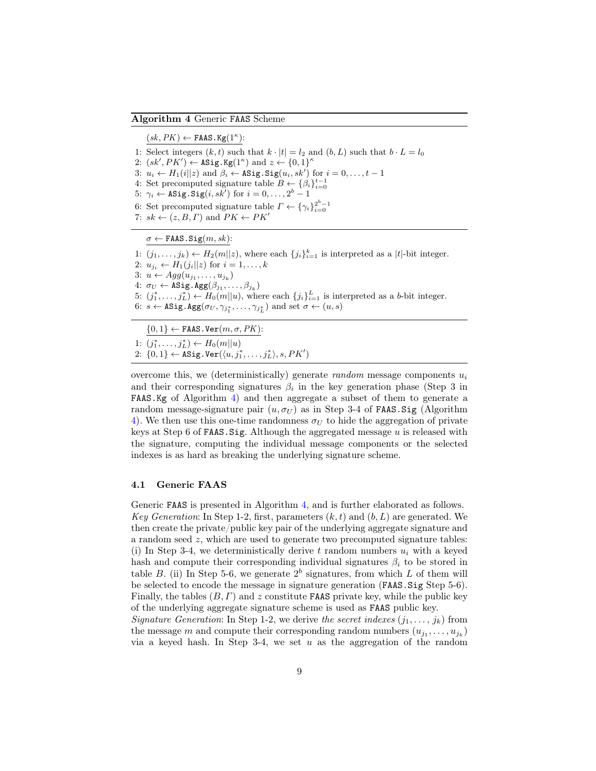**Algorithm 4** Generic FAAS Scheme

$(sk, PK) \leftarrow \texttt{FAAS.Kg}(1^\kappa)$:

1: Select integers $(k,t)$ such that $k \cdot |t| = l_2$ and $(b, L)$ such that $b \cdot L = l_0$
2: $(sk', PK') \leftarrow \texttt{ASig.Kg}(1^\kappa)$ and $z \leftarrow \{0,1\}^\kappa$
3: $u_i \leftarrow H_1(i||z)$ and $\beta_i \leftarrow \texttt{ASig.Sig}(u_i, sk')$ for $i = 0, \dots, t-1$
4: Set precomputed signature table $B \leftarrow \{\beta_i\}_{i=0}^{t-1}$
5: $\gamma_i \leftarrow \texttt{ASig.Sig}(i, sk')$ for $i = 0, \dots, 2^b - 1$
6: Set precomputed signature table $\Gamma \leftarrow \{\gamma_i\}_{i=0}^{2^b-1}$
7: $sk \leftarrow (z, B, \Gamma)$ and $PK \leftarrow PK'$

$\sigma \leftarrow \texttt{FAAS.Sig}(m, sk)$:

1: $(j_1, \dots, j_k) \leftarrow H_2(m||z)$, where each $\{j_i\}_{i=1}^k$ is interpreted as a $|t|$-bit integer.
2: $u_{j_i} \leftarrow H_1(j_i||z)$ for $i = 1, \dots, k$
3: $u \leftarrow Agg(u_{j_1}, \dots, u_{j_k})$
4: $\sigma_U \leftarrow \texttt{ASig.Agg}(\beta_{j_1}, \dots, \beta_{j_k})$
5: $(j_1^*, \dots, j_L^*) \leftarrow H_0(m||u)$, where each $\{j_i\}_{i=1}^L$ is interpreted as a $b$-bit integer.
6: $s \leftarrow \texttt{ASig.Agg}(\sigma_U, \gamma_{j_1^*}, \dots, \gamma_{j_L^*})$ and set $\sigma \leftarrow (u, s)$

$\{0,1\} \leftarrow \texttt{FAAS.Ver}(m, \sigma, PK)$:

1: $(j_1^*, \dots, j_L^*) \leftarrow H_0(m||u)$
2: $\{0,1\} \leftarrow \texttt{ASig.Ver}(\langle u, j_1^*, \dots, j_L^* \rangle, s, PK')$

overcome this, we (deterministically) generate *random* message components $u_i$ and their corresponding signatures $\beta_i$ in the key generation phase (Step 3 in FAAS.Kg of Algorithm 4) and then aggregate a subset of them to generate a random message-signature pair $(u, \sigma_U)$ as in Step 3-4 of FAAS.Sig (Algorithm 4). We then use this one-time randomness $\sigma_U$ to hide the aggregation of private keys at Step 6 of FAAS.Sig. Although the aggregated message $u$ is released with the signature, computing the individual message components or the selected indexes is as hard as breaking the underlying signature scheme.

### 4.1 Generic FAAS

Generic FAAS is presented in Algorithm 4, and is further elaborated as follows. *Key Generation*: In Step 1-2, first, parameters $(k,t)$ and $(b, L)$ are generated. We then create the private/public key pair of the underlying aggregate signature and a random seed $z$, which are used to generate two precomputed signature tables: (i) In Step 3-4, we deterministically derive $t$ random numbers $u_i$ with a keyed hash and compute their corresponding individual signatures $\beta_i$ to be stored in table $B$. (ii) In Step 5-6, we generate $2^b$ signatures, from which $L$ of them will be selected to encode the message in signature generation (FAAS.Sig Step 5-6). Finally, the tables $(B, \Gamma)$ and $z$ constitute FAAS private key, while the public key of the underlying aggregate signature scheme is used as FAAS public key.
*Signature Generation*: In Step 1-2, we derive *the secret indexes* $(j_1, \dots, j_k)$ from the message $m$ and compute their corresponding random numbers $(u_{j_1}, \dots, u_{j_k})$ via a keyed hash. In Step 3-4, we set $u$ as the aggregation of the random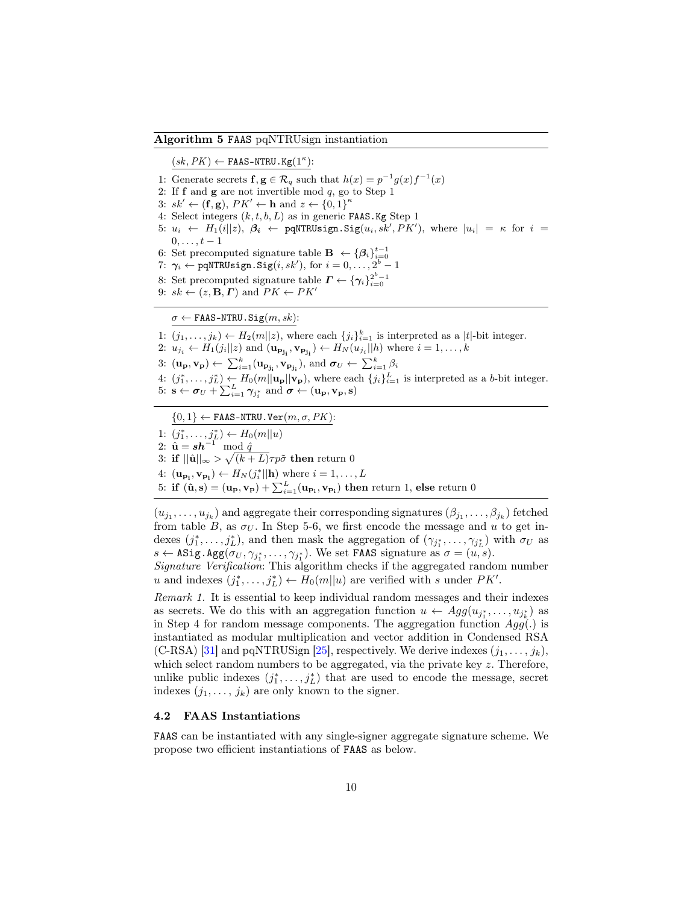**Algorithm 5** FAAS pqNTRUsign instantiation

$(sk, PK) \leftarrow$ FAAS-NTRU.Kg$(1^\kappa)$:

1: Generate secrets $\mathbf{f}, \mathbf{g} \in \mathcal{R}_q$ such that $h(x) = p^{-1}g(x)f^{-1}(x)$
2: If $\mathbf{f}$ and $\mathbf{g}$ are not invertible mod $q$, go to Step 1
3: $sk' \leftarrow (\mathbf{f}, \mathbf{g})$, $PK' \leftarrow \mathbf{h}$ and $z \leftarrow \{0,1\}^\kappa$
4: Select integers $(k, t, b, L)$ as in generic FAAS.Kg Step 1
5: $u_i \leftarrow H_1(i||z)$, $\boldsymbol{\beta_i} \leftarrow$ pqNTRUsign.Sig$(u_i, sk', PK')$, where $|u_i| = \kappa$ for $i = 0, \ldots, t-1$
6: Set precomputed signature table $\mathbf{B} \leftarrow \{\boldsymbol{\beta}_i\}_{i=0}^{t-1}$
7: $\boldsymbol{\gamma}_i \leftarrow$ pqNTRUsign.Sig$(i, sk')$, for $i = 0, \ldots, 2^b - 1$
8: Set precomputed signature table $\boldsymbol{\Gamma} \leftarrow \{\boldsymbol{\gamma}_i\}_{i=0}^{2^b-1}$
9: $sk \leftarrow (z, \mathbf{B}, \boldsymbol{\Gamma})$ and $PK \leftarrow PK'$

$\sigma \leftarrow$ FAAS-NTRU.Sig$(m, sk)$:

1: $(j_1, \ldots, j_k) \leftarrow H_2(m||z)$, where each $\{j_i\}_{i=1}^{k}$ is interpreted as a $|t|$-bit integer.
2: $u_{j_i} \leftarrow H_1(j_i||z)$ and $(\mathbf{u}_{\mathbf{p}_{\mathbf{j_i}}}, \mathbf{v}_{\mathbf{p}_{\mathbf{j_i}}}) \leftarrow H_N(u_{j_i}||h)$ where $i = 1, \ldots, k$
3: $(\mathbf{u_p}, \mathbf{v_p}) \leftarrow \sum_{i=1}^{k}(\mathbf{u}_{\mathbf{p}_{\mathbf{j_i}}}, \mathbf{v}_{\mathbf{p}_{\mathbf{j_i}}})$, and $\boldsymbol{\sigma}_U \leftarrow \sum_{i=1}^{k} \beta_i$
4: $(j_1^*, \ldots, j_L^*) \leftarrow H_0(m||\mathbf{u_p}||\mathbf{v_p})$, where each $\{j_i\}_{i=1}^{L}$ is interpreted as a $b$-bit integer.
5: $\mathbf{s} \leftarrow \boldsymbol{\sigma}_U + \sum_{i=1}^{L} \boldsymbol{\gamma}_{j_i^*}$ and $\boldsymbol{\sigma} \leftarrow (\mathbf{u_p}, \mathbf{v_p}, \mathbf{s})$

$\{0,1\} \leftarrow$ FAAS-NTRU.Ver$(m, \sigma, PK)$:

1: $(j_1^*, \ldots, j_L^*) \leftarrow H_0(m||u)$
2: $\hat{\mathbf{u}} = \boldsymbol{s}\boldsymbol{h}^{-1} \mod \hat{q}$
3: **if** $||\hat{\mathbf{u}}||_\infty > \sqrt{(k+L)}\tau p \tilde{\sigma}$ **then** return 0
4: $(\mathbf{u}_{\mathbf{p_i}}, \mathbf{v}_{\mathbf{p_i}}) \leftarrow H_N(j_i^*||\mathbf{h})$ where $i = 1, \ldots, L$
5: **if** $(\hat{\mathbf{u}}, \mathbf{s}) = (\mathbf{u_p}, \mathbf{v_p}) + \sum_{i=1}^{L}(\mathbf{u}_{\mathbf{p_i}}, \mathbf{v}_{\mathbf{p_i}})$ **then** return 1, **else** return 0

$(u_{j_1}, \ldots, u_{j_k})$ and aggregate their corresponding signatures $(\beta_{j_1}, \ldots, \beta_{j_k})$ fetched from table $B$, as $\sigma_U$. In Step 5-6, we first encode the message and $u$ to get indexes $(j_1^*, \ldots, j_L^*)$, and then mask the aggregation of $(\gamma_{j_1^*}, \ldots, \gamma_{j_L^*})$ with $\sigma_U$ as $s \leftarrow$ ASig.Agg$(\sigma_U, \gamma_{j_1^*}, \ldots, \gamma_{j_1^*})$. We set FAAS signature as $\sigma = (u, s)$.

*Signature Verification*: This algorithm checks if the aggregated random number $u$ and indexes $(j_1^*, \ldots, j_L^*) \leftarrow H_0(m||u)$ are verified with $s$ under $PK'$.

*Remark 1.* It is essential to keep individual random messages and their indexes as secrets. We do this with an aggregation function $u \leftarrow Agg(u_{j_1^*}, \ldots, u_{j_k^*})$ as in Step 4 for random message components. The aggregation function $Agg(.)$ is instantiated as modular multiplication and vector addition in Condensed RSA (C-RSA) [31] and pqNTRUSign [25], respectively. We derive indexes $(j_1, \ldots, j_k)$, which select random numbers to be aggregated, via the private key $z$. Therefore, unlike public indexes $(j_1^*, \ldots, j_L^*)$ that are used to encode the message, secret indexes $(j_1, \ldots, j_k)$ are only known to the signer.

### 4.2 FAAS Instantiations

FAAS can be instantiated with any single-signer aggregate signature scheme. We propose two efficient instantiations of FAAS as below.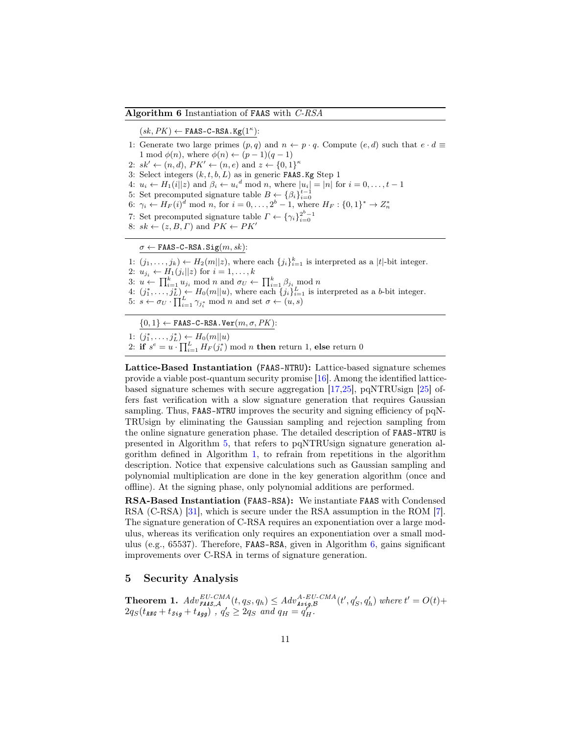**Algorithm 6** Instantiation of FAAS with *C-RSA*

$(sk, PK) \leftarrow$ FAAS-C-RSA.Kg$(1^\kappa)$:

1: Generate two large primes $(p, q)$ and $n \leftarrow p \cdot q$. Compute $(e, d)$ such that $e \cdot d \equiv 1 \bmod \phi(n)$, where $\phi(n) \leftarrow (p-1)(q-1)$
2: $sk' \leftarrow (n, d)$, $PK' \leftarrow (n, e)$ and $z \leftarrow \{0,1\}^\kappa$
3: Select integers $(k, t, b, L)$ as in generic FAAS.Kg Step 1
4: $u_i \leftarrow H_1(i||z)$ and $\beta_i \leftarrow {u_i}^d \bmod n$, where $|u_i| = |n|$ for $i = 0, \ldots, t-1$
5: Set precomputed signature table $B \leftarrow \{\beta_i\}_{i=0}^{t-1}$
6: $\gamma_i \leftarrow H_F(i)^d \bmod n$, for $i = 0, \ldots, 2^b - 1$, where $H_F : \{0,1\}^* \rightarrow Z_n^*$
7: Set precomputed signature table $\Gamma \leftarrow \{\gamma_i\}_{i=0}^{2^b-1}$
8: $sk \leftarrow (z, B, \Gamma)$ and $PK \leftarrow PK'$

$\sigma \leftarrow$ FAAS-C-RSA.Sig$(m, sk)$:

1: $(j_1, \ldots, j_k) \leftarrow H_2(m||z)$, where each $\{j_i\}_{i=1}^k$ is interpreted as a $|t|$-bit integer.
2: $u_{j_i} \leftarrow H_1(j_i||z)$ for $i = 1, \ldots, k$
3: $u \leftarrow \prod_{i=1}^k u_{j_i} \bmod n$ and $\sigma_U \leftarrow \prod_{i=1}^k \beta_{j_i} \bmod n$
4: $(j_1^*, \ldots, j_L^*) \leftarrow H_0(m||u)$, where each $\{j_i\}_{i=1}^L$ is interpreted as a $b$-bit integer.
5: $s \leftarrow \sigma_U \cdot \prod_{i=1}^L \gamma_{j_i^*} \bmod n$ and set $\sigma \leftarrow (u, s)$

$\{0,1\} \leftarrow$ FAAS-C-RSA.Ver$(m, \sigma, PK)$:

1: $(j_1^*, \ldots, j_L^*) \leftarrow H_0(m||u)$
2: **if** $s^e = u \cdot \prod_{i=1}^L H_F(j_i^*) \bmod n$ **then** return 1, **else** return 0

**Lattice-Based Instantiation (FAAS-NTRU):** Lattice-based signature schemes provide a viable post-quantum security promise [16]. Among the identified lattice-based signature schemes with secure aggregation [17,25], pqNTRUsign [25] offers fast verification with a slow signature generation that requires Gaussian sampling. Thus, FAAS-NTRU improves the security and signing efficiency of pqNTRUsign by eliminating the Gaussian sampling and rejection sampling from the online signature generation phase. The detailed description of FAAS-NTRU is presented in Algorithm 5, that refers to pqNTRUsign signature generation algorithm defined in Algorithm 1, to refrain from repetitions in the algorithm description. Notice that expensive calculations such as Gaussian sampling and polynomial multiplication are done in the key generation algorithm (once and offline). At the signing phase, only polynomial additions are performed.

**RSA-Based Instantiation (FAAS-RSA):** We instantiate FAAS with Condensed RSA (C-RSA) [31], which is secure under the RSA assumption in the ROM [7]. The signature generation of C-RSA requires an exponentiation over a large modulus, whereas its verification only requires an exponentiation over a small modulus (e.g., 65537). Therefore, FAAS-RSA, given in Algorithm 6, gains significant improvements over C-RSA in terms of signature generation.

## 5 Security Analysis

**Theorem 1.** *$Adv_{\texttt{FAAS},\mathcal{A}}^{EU\text{-}CMA}(t, q_S, q_h) \leq Adv_{\texttt{Asig},\mathcal{B}}^{A\text{-}EU\text{-}CMA}(t', q_S', q_h')$ where $t' = O(t) + 2q_S(t_{\texttt{RNG}} + t_{\texttt{Sig}} + t_{\texttt{Agg}})$ , $q_S' \geq 2q_S$ and $q_H = q_H'$.*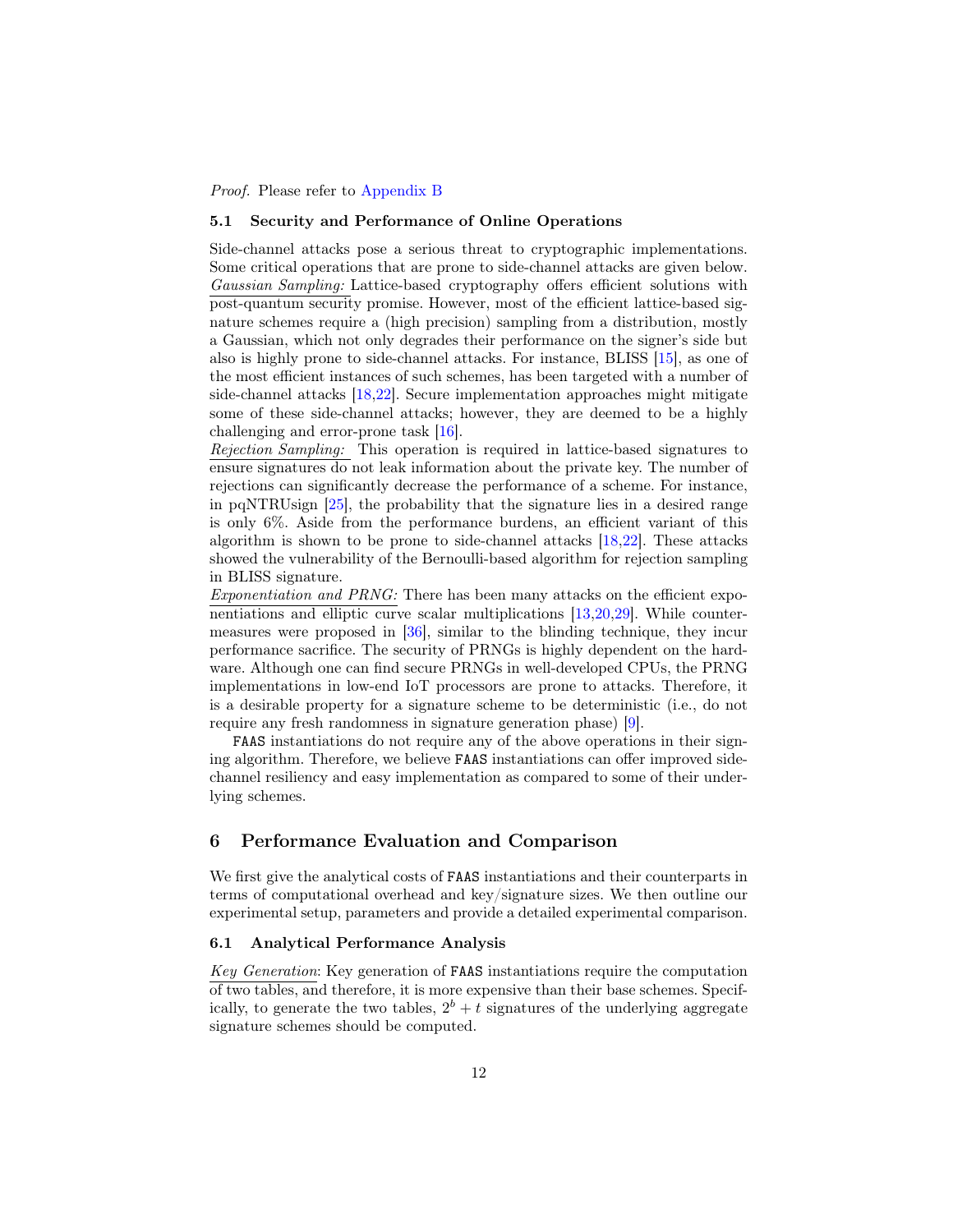*Proof.* Please refer to Appendix B

### 5.1 Security and Performance of Online Operations

Side-channel attacks pose a serious threat to cryptographic implementations. Some critical operations that are prone to side-channel attacks are given below. *Gaussian Sampling:* Lattice-based cryptography offers efficient solutions with post-quantum security promise. However, most of the efficient lattice-based signature schemes require a (high precision) sampling from a distribution, mostly a Gaussian, which not only degrades their performance on the signer's side but also is highly prone to side-channel attacks. For instance, BLISS [15], as one of the most efficient instances of such schemes, has been targeted with a number of side-channel attacks [18,22]. Secure implementation approaches might mitigate some of these side-channel attacks; however, they are deemed to be a highly challenging and error-prone task [16].
*Rejection Sampling:* This operation is required in lattice-based signatures to ensure signatures do not leak information about the private key. The number of rejections can significantly decrease the performance of a scheme. For instance, in pqNTRUsign [25], the probability that the signature lies in a desired range is only 6%. Aside from the performance burdens, an efficient variant of this algorithm is shown to be prone to side-channel attacks [18,22]. These attacks showed the vulnerability of the Bernoulli-based algorithm for rejection sampling in BLISS signature.
*Exponentiation and PRNG:* There has been many attacks on the efficient exponentiations and elliptic curve scalar multiplications [13,20,29]. While countermeasures were proposed in [36], similar to the blinding technique, they incur performance sacrifice. The security of PRNGs is highly dependent on the hardware. Although one can find secure PRNGs in well-developed CPUs, the PRNG implementations in low-end IoT processors are prone to attacks. Therefore, it is a desirable property for a signature scheme to be deterministic (i.e., do not require any fresh randomness in signature generation phase) [9].

FAAS instantiations do not require any of the above operations in their signing algorithm. Therefore, we believe FAAS instantiations can offer improved side-channel resiliency and easy implementation as compared to some of their underlying schemes.

## 6 Performance Evaluation and Comparison

We first give the analytical costs of FAAS instantiations and their counterparts in terms of computational overhead and key/signature sizes. We then outline our experimental setup, parameters and provide a detailed experimental comparison.

### 6.1 Analytical Performance Analysis

*Key Generation*: Key generation of FAAS instantiations require the computation of two tables, and therefore, it is more expensive than their base schemes. Specifically, to generate the two tables, $2^b + t$ signatures of the underlying aggregate signature schemes should be computed.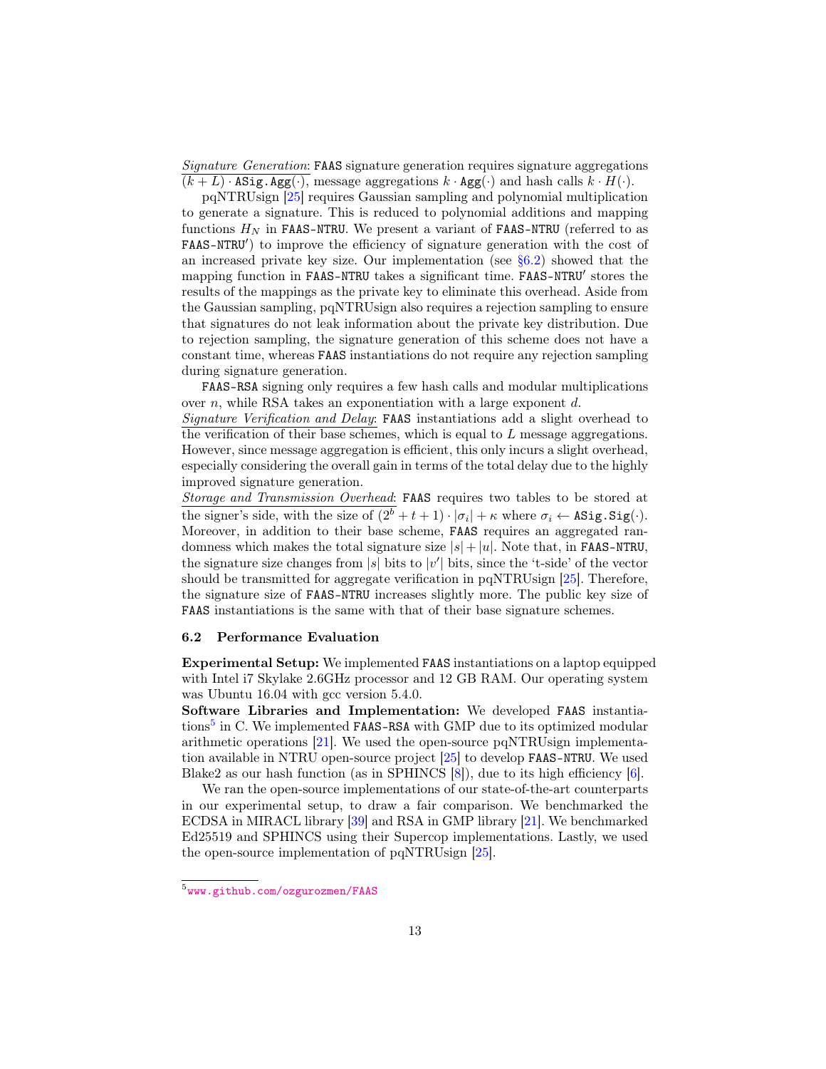*Signature Generation*: `FAAS` signature generation requires signature aggregations $(k+L)\cdot \texttt{ASig.Agg}(\cdot)$, message aggregations $k \cdot \texttt{Agg}(\cdot)$ and hash calls $k \cdot H(\cdot)$.

pqNTRUsign [25] requires Gaussian sampling and polynomial multiplication to generate a signature. This is reduced to polynomial additions and mapping functions $H_N$ in `FAAS-NTRU`. We present a variant of `FAAS-NTRU` (referred to as `FAAS-NTRU`′) to improve the efficiency of signature generation with the cost of an increased private key size. Our implementation (see §6.2) showed that the mapping function in `FAAS-NTRU` takes a significant time. `FAAS-NTRU`′ stores the results of the mappings as the private key to eliminate this overhead. Aside from the Gaussian sampling, pqNTRUsign also requires a rejection sampling to ensure that signatures do not leak information about the private key distribution. Due to rejection sampling, the signature generation of this scheme does not have a constant time, whereas `FAAS` instantiations do not require any rejection sampling during signature generation.

`FAAS-RSA` signing only requires a few hash calls and modular multiplications over $n$, while RSA takes an exponentiation with a large exponent $d$.

*Signature Verification and Delay*: `FAAS` instantiations add a slight overhead to the verification of their base schemes, which is equal to $L$ message aggregations. However, since message aggregation is efficient, this only incurs a slight overhead, especially considering the overall gain in terms of the total delay due to the highly improved signature generation.

*Storage and Transmission Overhead*: `FAAS` requires two tables to be stored at the signer's side, with the size of $(2^b + t + 1)\cdot|\sigma_i| + \kappa$ where $\sigma_i \leftarrow \texttt{ASig.Sig}(\cdot)$. Moreover, in addition to their base scheme, `FAAS` requires an aggregated randomness which makes the total signature size $|s|+|u|$. Note that, in `FAAS-NTRU`, the signature size changes from $|s|$ bits to $|v'|$ bits, since the 't-side' of the vector should be transmitted for aggregate verification in pqNTRUsign [25]. Therefore, the signature size of `FAAS-NTRU` increases slightly more. The public key size of `FAAS` instantiations is the same with that of their base signature schemes.

### 6.2 Performance Evaluation

**Experimental Setup:** We implemented `FAAS` instantiations on a laptop equipped with Intel i7 Skylake 2.6GHz processor and 12 GB RAM. Our operating system was Ubuntu 16.04 with gcc version 5.4.0.

**Software Libraries and Implementation:** We developed `FAAS` instantiations[5] in C. We implemented `FAAS-RSA` with GMP due to its optimized modular arithmetic operations [21]. We used the open-source pqNTRUsign implementation available in NTRU open-source project [25] to develop `FAAS-NTRU`. We used Blake2 as our hash function (as in SPHINCS [8]), due to its high efficiency [6].

We ran the open-source implementations of our state-of-the-art counterparts in our experimental setup, to draw a fair comparison. We benchmarked the ECDSA in MIRACL library [39] and RSA in GMP library [21]. We benchmarked Ed25519 and SPHINCS using their Supercop implementations. Lastly, we used the open-source implementation of pqNTRUsign [25].

[5] www.github.com/ozgurozmen/FAAS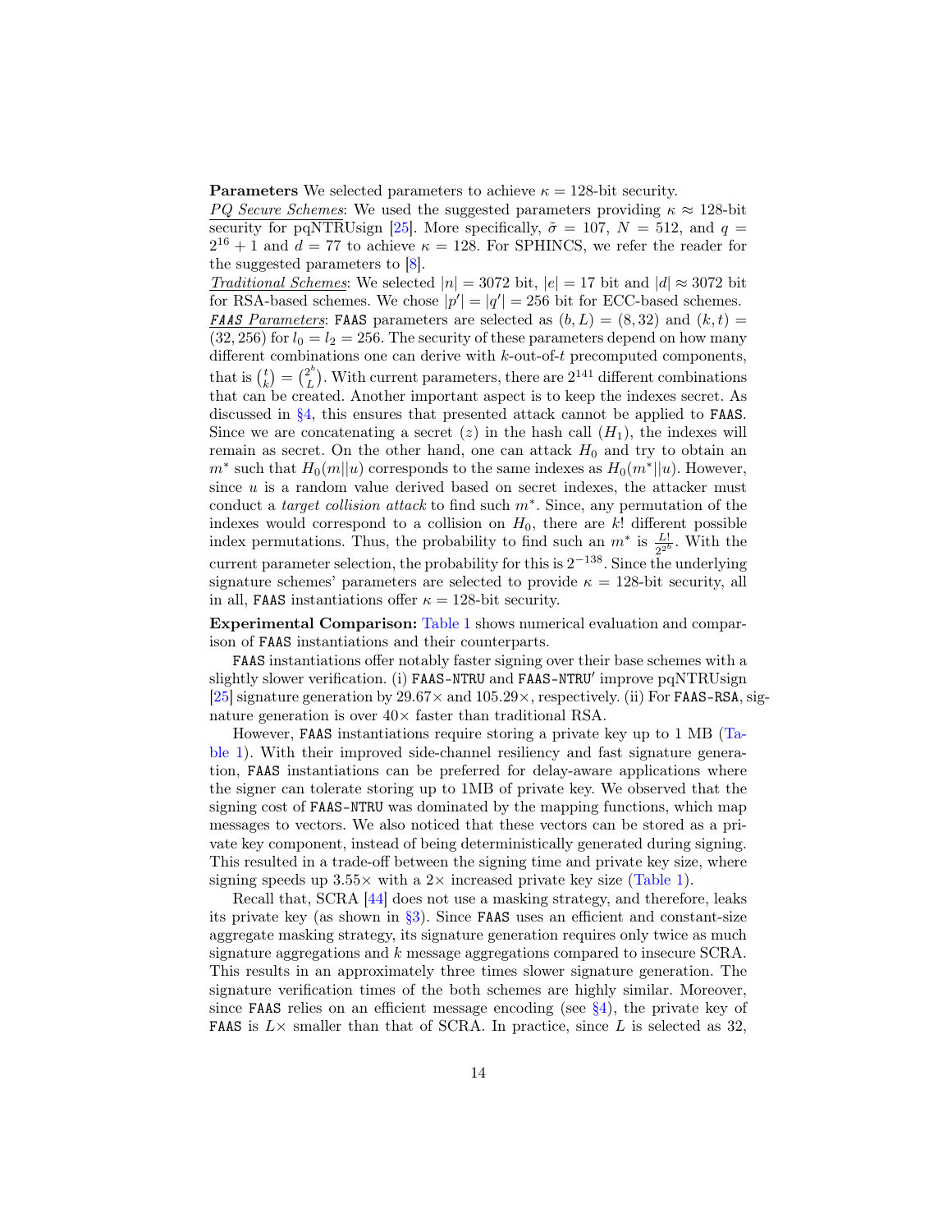**Parameters** We selected parameters to achieve $\kappa = 128$-bit security.

<u>*PQ Secure Schemes*</u>: We used the suggested parameters providing $\kappa \approx 128$-bit security for pqNTRUsign [25]. More specifically, $\tilde{\sigma} = 107$, $N = 512$, and $q = 2^{16} + 1$ and $d = 77$ to achieve $\kappa = 128$. For SPHINCS, we refer the reader for the suggested parameters to [8].

<u>*Traditional Schemes*</u>: We selected $|n| = 3072$ bit, $|e| = 17$ bit and $|d| \approx 3072$ bit for RSA-based schemes. We chose $|p'| = |q'| = 256$ bit for ECC-based schemes.

<u>*`FAAS` Parameters*</u>: `FAAS` parameters are selected as $(b, L) = (8, 32)$ and $(k, t) = (32, 256)$ for $l_0 = l_2 = 256$. The security of these parameters depend on how many different combinations one can derive with $k$-out-of-$t$ precomputed components, that is $\binom{t}{k} = \binom{2^b}{L}$. With current parameters, there are $2^{141}$ different combinations that can be created. Another important aspect is to keep the indexes secret. As discussed in §4, this ensures that presented attack cannot be applied to `FAAS`. Since we are concatenating a secret ($z$) in the hash call ($H_1$), the indexes will remain as secret. On the other hand, one can attack $H_0$ and try to obtain an $m^*$ such that $H_0(m||u)$ corresponds to the same indexes as $H_0(m^*||u)$. However, since $u$ is a random value derived based on secret indexes, the attacker must conduct a *target collision attack* to find such $m^*$. Since, any permutation of the indexes would correspond to a collision on $H_0$, there are $k!$ different possible index permutations. Thus, the probability to find such an $m^*$ is $\frac{L!}{2^{2^b}}$. With the current parameter selection, the probability for this is $2^{-138}$. Since the underlying signature schemes' parameters are selected to provide $\kappa = 128$-bit security, all in all, `FAAS` instantiations offer $\kappa = 128$-bit security.

**Experimental Comparison:** Table 1 shows numerical evaluation and comparison of `FAAS` instantiations and their counterparts.

`FAAS` instantiations offer notably faster signing over their base schemes with a slightly slower verification. (i) `FAAS-NTRU` and `FAAS-NTRU′` improve pqNTRUsign [25] signature generation by 29.67× and 105.29×, respectively. (ii) For `FAAS-RSA`, signature generation is over 40× faster than traditional RSA.

However, `FAAS` instantiations require storing a private key up to 1 MB (Table 1). With their improved side-channel resiliency and fast signature generation, `FAAS` instantiations can be preferred for delay-aware applications where the signer can tolerate storing up to 1MB of private key. We observed that the signing cost of `FAAS-NTRU` was dominated by the mapping functions, which map messages to vectors. We also noticed that these vectors can be stored as a private key component, instead of being deterministically generated during signing. This resulted in a trade-off between the signing time and private key size, where signing speeds up 3.55× with a 2× increased private key size (Table 1).

Recall that, SCRA [44] does not use a masking strategy, and therefore, leaks its private key (as shown in §3). Since `FAAS` uses an efficient and constant-size aggregate masking strategy, its signature generation requires only twice as much signature aggregations and $k$ message aggregations compared to insecure SCRA. This results in an approximately three times slower signature generation. The signature verification times of the both schemes are highly similar. Moreover, since `FAAS` relies on an efficient message encoding (see §4), the private key of `FAAS` is $L\times$ smaller than that of SCRA. In practice, since $L$ is selected as 32,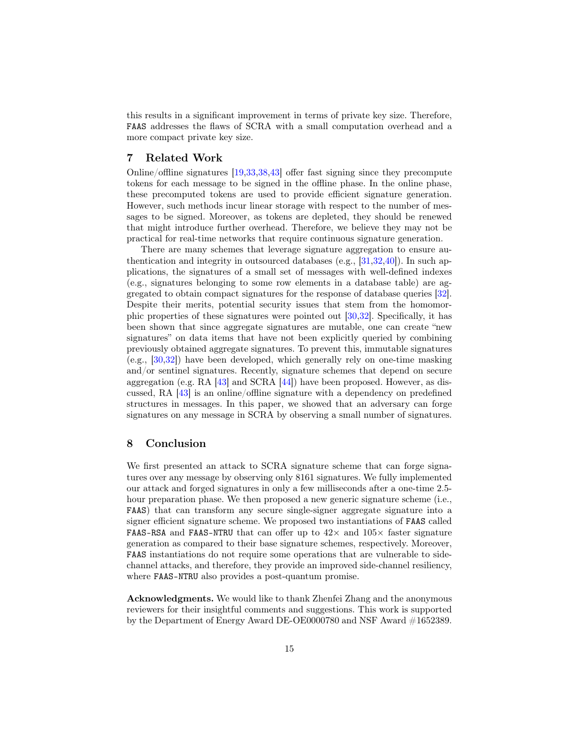this results in a significant improvement in terms of private key size. Therefore, `FAAS` addresses the flaws of SCRA with a small computation overhead and a more compact private key size.

## 7 Related Work

Online/offline signatures [19,33,38,43] offer fast signing since they precompute tokens for each message to be signed in the offline phase. In the online phase, these precomputed tokens are used to provide efficient signature generation. However, such methods incur linear storage with respect to the number of messages to be signed. Moreover, as tokens are depleted, they should be renewed that might introduce further overhead. Therefore, we believe they may not be practical for real-time networks that require continuous signature generation.

There are many schemes that leverage signature aggregation to ensure authentication and integrity in outsourced databases (e.g., [31,32,40]). In such applications, the signatures of a small set of messages with well-defined indexes (e.g., signatures belonging to some row elements in a database table) are aggregated to obtain compact signatures for the response of database queries [32]. Despite their merits, potential security issues that stem from the homomorphic properties of these signatures were pointed out [30,32]. Specifically, it has been shown that since aggregate signatures are mutable, one can create "new signatures" on data items that have not been explicitly queried by combining previously obtained aggregate signatures. To prevent this, immutable signatures (e.g., [30,32]) have been developed, which generally rely on one-time masking and/or sentinel signatures. Recently, signature schemes that depend on secure aggregation (e.g. RA [43] and SCRA [44]) have been proposed. However, as discussed, RA [43] is an online/offline signature with a dependency on predefined structures in messages. In this paper, we showed that an adversary can forge signatures on any message in SCRA by observing a small number of signatures.

## 8 Conclusion

We first presented an attack to SCRA signature scheme that can forge signatures over any message by observing only 8161 signatures. We fully implemented our attack and forged signatures in only a few milliseconds after a one-time 2.5-hour preparation phase. We then proposed a new generic signature scheme (i.e., `FAAS`) that can transform any secure single-signer aggregate signature into a signer efficient signature scheme. We proposed two instantiations of `FAAS` called `FAAS-RSA` and `FAAS-NTRU` that can offer up to $42\times$ and $105\times$ faster signature generation as compared to their base signature schemes, respectively. Moreover, `FAAS` instantiations do not require some operations that are vulnerable to side-channel attacks, and therefore, they provide an improved side-channel resiliency, where `FAAS-NTRU` also provides a post-quantum promise.

**Acknowledgments.** We would like to thank Zhenfei Zhang and the anonymous reviewers for their insightful comments and suggestions. This work is supported by the Department of Energy Award DE-OE0000780 and NSF Award #1652389.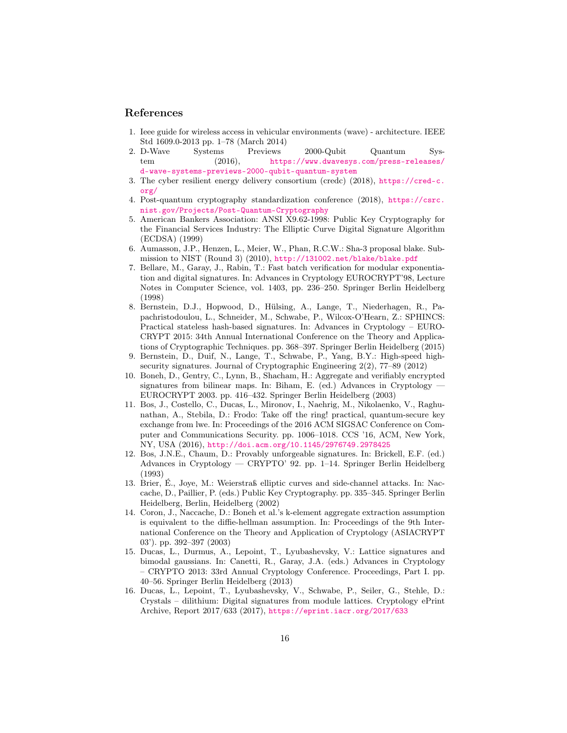## References

1. Ieee guide for wireless access in vehicular environments (wave) - architecture. IEEE Std 1609.0-2013 pp. 1–78 (March 2014)
2. D-Wave Systems Previews 2000-Qubit Quantum System (2016), https://www.dwavesys.com/press-releases/d-wave-systems-previews-2000-qubit-quantum-system
3. The cyber resilient energy delivery consortium (credc) (2018), https://cred-c.org/
4. Post-quantum cryptography standardization conference (2018), https://csrc.nist.gov/Projects/Post-Quantum-Cryptography
5. American Bankers Association: ANSI X9.62-1998: Public Key Cryptography for the Financial Services Industry: The Elliptic Curve Digital Signature Algorithm (ECDSA) (1999)
6. Aumasson, J.P., Henzen, L., Meier, W., Phan, R.C.W.: Sha-3 proposal blake. Submission to NIST (Round 3) (2010), http://131002.net/blake/blake.pdf
7. Bellare, M., Garay, J., Rabin, T.: Fast batch verification for modular exponentiation and digital signatures. In: Advances in Cryptology EUROCRYPT'98, Lecture Notes in Computer Science, vol. 1403, pp. 236–250. Springer Berlin Heidelberg (1998)
8. Bernstein, D.J., Hopwood, D., Hülsing, A., Lange, T., Niederhagen, R., Papachristodoulou, L., Schneider, M., Schwabe, P., Wilcox-O'Hearn, Z.: SPHINCS: Practical stateless hash-based signatures. In: Advances in Cryptology – EUROCRYPT 2015: 34th Annual International Conference on the Theory and Applications of Cryptographic Techniques. pp. 368–397. Springer Berlin Heidelberg (2015)
9. Bernstein, D., Duif, N., Lange, T., Schwabe, P., Yang, B.Y.: High-speed high-security signatures. Journal of Cryptographic Engineering 2(2), 77–89 (2012)
10. Boneh, D., Gentry, C., Lynn, B., Shacham, H.: Aggregate and verifiably encrypted signatures from bilinear maps. In: Biham, E. (ed.) Advances in Cryptology — EUROCRYPT 2003. pp. 416–432. Springer Berlin Heidelberg (2003)
11. Bos, J., Costello, C., Ducas, L., Mironov, I., Naehrig, M., Nikolaenko, V., Raghunathan, A., Stebila, D.: Frodo: Take off the ring! practical, quantum-secure key exchange from lwe. In: Proceedings of the 2016 ACM SIGSAC Conference on Computer and Communications Security. pp. 1006–1018. CCS '16, ACM, New York, NY, USA (2016), http://doi.acm.org/10.1145/2976749.2978425
12. Bos, J.N.E., Chaum, D.: Provably unforgeable signatures. In: Brickell, E.F. (ed.) Advances in Cryptology — CRYPTO' 92. pp. 1–14. Springer Berlin Heidelberg (1993)
13. Brier, É., Joye, M.: Weierstraß elliptic curves and side-channel attacks. In: Naccache, D., Paillier, P. (eds.) Public Key Cryptography. pp. 335–345. Springer Berlin Heidelberg, Berlin, Heidelberg (2002)
14. Coron, J., Naccache, D.: Boneh et al.'s k-element aggregate extraction assumption is equivalent to the diffie-hellman assumption. In: Proceedings of the 9th International Conference on the Theory and Application of Cryptology (ASIACRYPT 03'). pp. 392–397 (2003)
15. Ducas, L., Durmus, A., Lepoint, T., Lyubashevsky, V.: Lattice signatures and bimodal gaussians. In: Canetti, R., Garay, J.A. (eds.) Advances in Cryptology – CRYPTO 2013: 33rd Annual Cryptology Conference. Proceedings, Part I. pp. 40–56. Springer Berlin Heidelberg (2013)
16. Ducas, L., Lepoint, T., Lyubashevsky, V., Schwabe, P., Seiler, G., Stehle, D.: Crystals – dilithium: Digital signatures from module lattices. Cryptology ePrint Archive, Report 2017/633 (2017), https://eprint.iacr.org/2017/633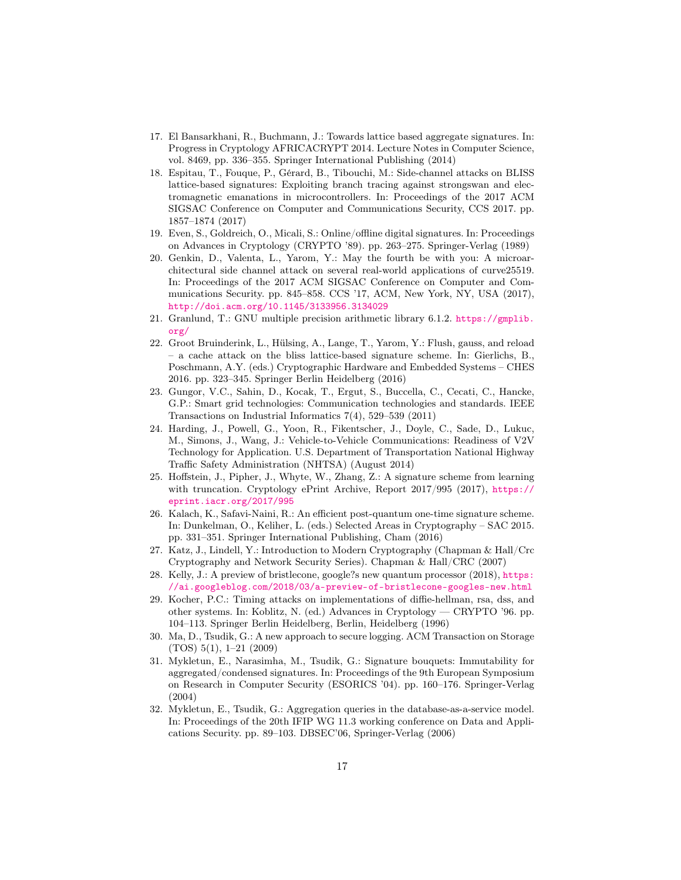17. El Bansarkhani, R., Buchmann, J.: Towards lattice based aggregate signatures. In: Progress in Cryptology AFRICACRYPT 2014. Lecture Notes in Computer Science, vol. 8469, pp. 336–355. Springer International Publishing (2014)
18. Espitau, T., Fouque, P., Gérard, B., Tibouchi, M.: Side-channel attacks on BLISS lattice-based signatures: Exploiting branch tracing against strongswan and electromagnetic emanations in microcontrollers. In: Proceedings of the 2017 ACM SIGSAC Conference on Computer and Communications Security, CCS 2017. pp. 1857–1874 (2017)
19. Even, S., Goldreich, O., Micali, S.: Online/offline digital signatures. In: Proceedings on Advances in Cryptology (CRYPTO '89). pp. 263–275. Springer-Verlag (1989)
20. Genkin, D., Valenta, L., Yarom, Y.: May the fourth be with you: A microarchitectural side channel attack on several real-world applications of curve25519. In: Proceedings of the 2017 ACM SIGSAC Conference on Computer and Communications Security. pp. 845–858. CCS '17, ACM, New York, NY, USA (2017), http://doi.acm.org/10.1145/3133956.3134029
21. Granlund, T.: GNU multiple precision arithmetic library 6.1.2. https://gmplib.org/
22. Groot Bruinderink, L., Hülsing, A., Lange, T., Yarom, Y.: Flush, gauss, and reload – a cache attack on the bliss lattice-based signature scheme. In: Gierlichs, B., Poschmann, A.Y. (eds.) Cryptographic Hardware and Embedded Systems – CHES 2016. pp. 323–345. Springer Berlin Heidelberg (2016)
23. Gungor, V.C., Sahin, D., Kocak, T., Ergut, S., Buccella, C., Cecati, C., Hancke, G.P.: Smart grid technologies: Communication technologies and standards. IEEE Transactions on Industrial Informatics 7(4), 529–539 (2011)
24. Harding, J., Powell, G., Yoon, R., Fikentscher, J., Doyle, C., Sade, D., Lukuc, M., Simons, J., Wang, J.: Vehicle-to-Vehicle Communications: Readiness of V2V Technology for Application. U.S. Department of Transportation National Highway Traffic Safety Administration (NHTSA) (August 2014)
25. Hoffstein, J., Pipher, J., Whyte, W., Zhang, Z.: A signature scheme from learning with truncation. Cryptology ePrint Archive, Report 2017/995 (2017), https://eprint.iacr.org/2017/995
26. Kalach, K., Safavi-Naini, R.: An efficient post-quantum one-time signature scheme. In: Dunkelman, O., Keliher, L. (eds.) Selected Areas in Cryptography – SAC 2015. pp. 331–351. Springer International Publishing, Cham (2016)
27. Katz, J., Lindell, Y.: Introduction to Modern Cryptography (Chapman & Hall/Crc Cryptography and Network Security Series). Chapman & Hall/CRC (2007)
28. Kelly, J.: A preview of bristlecone, google?s new quantum processor (2018), https://ai.googleblog.com/2018/03/a-preview-of-bristlecone-googles-new.html
29. Kocher, P.C.: Timing attacks on implementations of diffie-hellman, rsa, dss, and other systems. In: Koblitz, N. (ed.) Advances in Cryptology — CRYPTO '96. pp. 104–113. Springer Berlin Heidelberg, Berlin, Heidelberg (1996)
30. Ma, D., Tsudik, G.: A new approach to secure logging. ACM Transaction on Storage (TOS) 5(1), 1–21 (2009)
31. Mykletun, E., Narasimha, M., Tsudik, G.: Signature bouquets: Immutability for aggregated/condensed signatures. In: Proceedings of the 9th European Symposium on Research in Computer Security (ESORICS '04). pp. 160–176. Springer-Verlag (2004)
32. Mykletun, E., Tsudik, G.: Aggregation queries in the database-as-a-service model. In: Proceedings of the 20th IFIP WG 11.3 working conference on Data and Applications Security. pp. 89–103. DBSEC'06, Springer-Verlag (2006)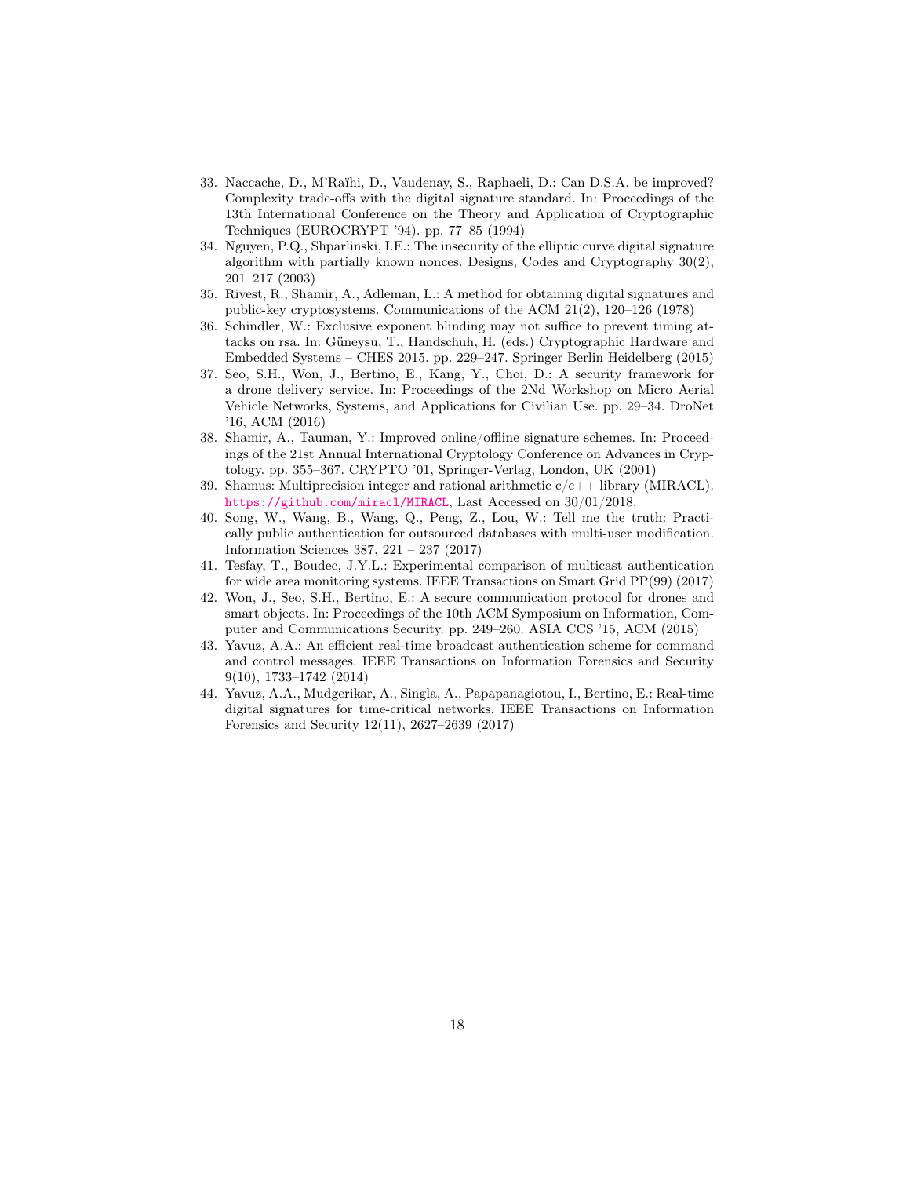33. Naccache, D., M'Raïhi, D., Vaudenay, S., Raphaeli, D.: Can D.S.A. be improved? Complexity trade-offs with the digital signature standard. In: Proceedings of the 13th International Conference on the Theory and Application of Cryptographic Techniques (EUROCRYPT '94). pp. 77–85 (1994)
34. Nguyen, P.Q., Shparlinski, I.E.: The insecurity of the elliptic curve digital signature algorithm with partially known nonces. Designs, Codes and Cryptography 30(2), 201–217 (2003)
35. Rivest, R., Shamir, A., Adleman, L.: A method for obtaining digital signatures and public-key cryptosystems. Communications of the ACM 21(2), 120–126 (1978)
36. Schindler, W.: Exclusive exponent blinding may not suffice to prevent timing attacks on rsa. In: Güneysu, T., Handschuh, H. (eds.) Cryptographic Hardware and Embedded Systems – CHES 2015. pp. 229–247. Springer Berlin Heidelberg (2015)
37. Seo, S.H., Won, J., Bertino, E., Kang, Y., Choi, D.: A security framework for a drone delivery service. In: Proceedings of the 2Nd Workshop on Micro Aerial Vehicle Networks, Systems, and Applications for Civilian Use. pp. 29–34. DroNet '16, ACM (2016)
38. Shamir, A., Tauman, Y.: Improved online/offline signature schemes. In: Proceedings of the 21st Annual International Cryptology Conference on Advances in Cryptology. pp. 355–367. CRYPTO '01, Springer-Verlag, London, UK (2001)
39. Shamus: Multiprecision integer and rational arithmetic c/c++ library (MIRACL). https://github.com/miracl/MIRACL, Last Accessed on 30/01/2018.
40. Song, W., Wang, B., Wang, Q., Peng, Z., Lou, W.: Tell me the truth: Practically public authentication for outsourced databases with multi-user modification. Information Sciences 387, 221 – 237 (2017)
41. Tesfay, T., Boudec, J.Y.L.: Experimental comparison of multicast authentication for wide area monitoring systems. IEEE Transactions on Smart Grid PP(99) (2017)
42. Won, J., Seo, S.H., Bertino, E.: A secure communication protocol for drones and smart objects. In: Proceedings of the 10th ACM Symposium on Information, Computer and Communications Security. pp. 249–260. ASIA CCS '15, ACM (2015)
43. Yavuz, A.A.: An efficient real-time broadcast authentication scheme for command and control messages. IEEE Transactions on Information Forensics and Security 9(10), 1733–1742 (2014)
44. Yavuz, A.A., Mudgerikar, A., Singla, A., Papapanagiotou, I., Bertino, E.: Real-time digital signatures for time-critical networks. IEEE Transactions on Information Forensics and Security 12(11), 2627–2639 (2017)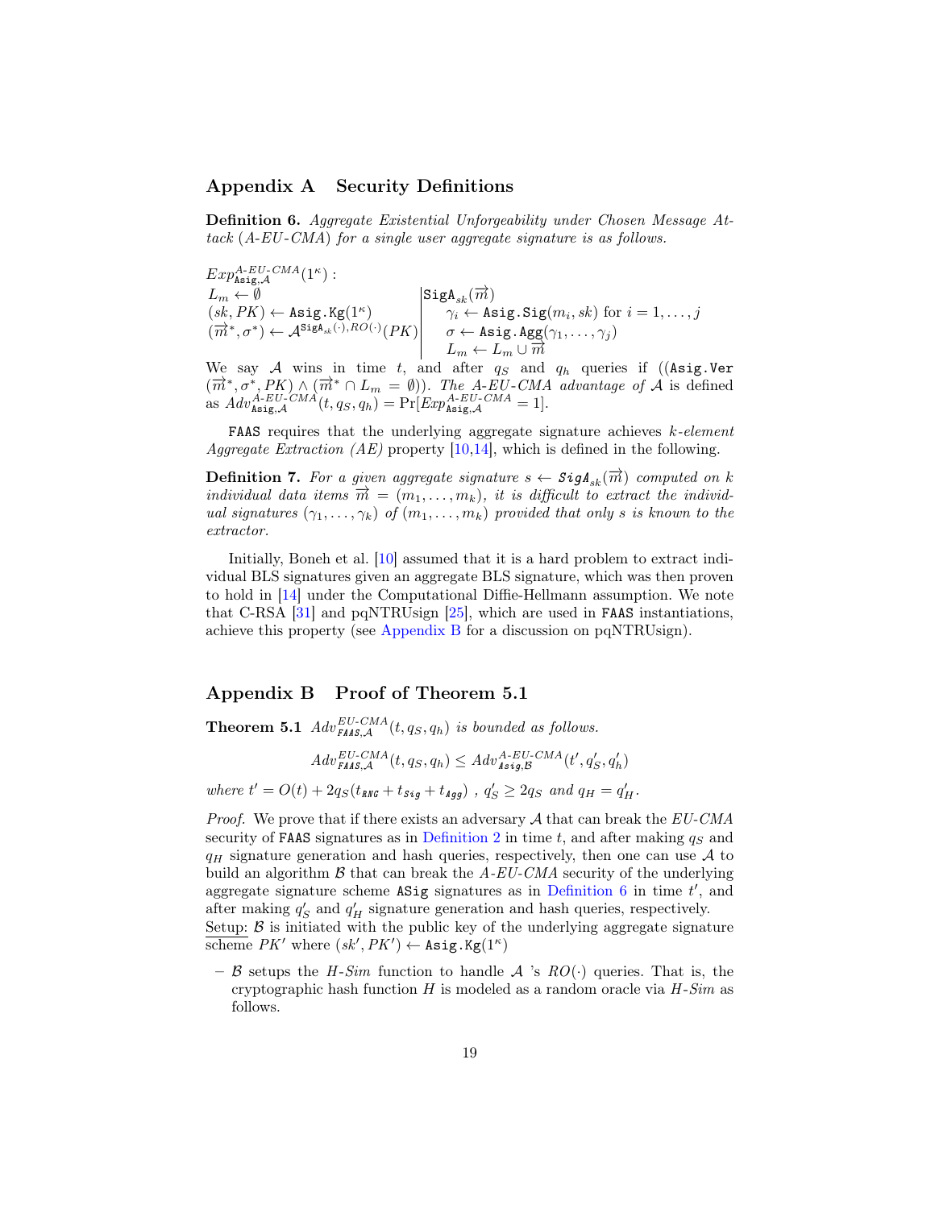## Appendix A Security Definitions

**Definition 6.** *Aggregate Existential Unforgeability under Chosen Message Attack (A-EU-CMA) for a single user aggregate signature is as follows.*

$$
\begin{array}{l|l}
Exp^{A\text{-}EU\text{-}CMA}_{\texttt{Asig},\mathcal{A}}(1^\kappa): & \\
L_m \leftarrow \emptyset & \texttt{SigA}_{sk}(\overrightarrow{m}) \\
(sk, PK) \leftarrow \texttt{Asig.Kg}(1^\kappa) & \quad \gamma_i \leftarrow \texttt{Asig.Sig}(m_i, sk) \text{ for } i = 1, \ldots, j \\
(\overrightarrow{m}^*, \sigma^*) \leftarrow \mathcal{A}^{\texttt{SigA}_{sk}(\cdot), RO(\cdot)}(PK) & \quad \sigma \leftarrow \texttt{Asig.Agg}(\gamma_1, \ldots, \gamma_j) \\
 & \quad L_m \leftarrow L_m \cup \overrightarrow{m}
\end{array}
$$

We say $\mathcal{A}$ wins in time $t$, and after $q_S$ and $q_h$ queries if $((\texttt{Asig.Ver}(\overrightarrow{m}^*, \sigma^*, PK) \wedge (\overrightarrow{m}^* \cap L_m = \emptyset))$. *The A-EU-CMA advantage of* $\mathcal{A}$ is defined as $Adv^{A\text{-}EU\text{-}CMA}_{\texttt{Asig},\mathcal{A}}(t, q_S, q_h) = \Pr[Exp^{A\text{-}EU\text{-}CMA}_{\texttt{Asig},\mathcal{A}} = 1]$.

FAAS requires that the underlying aggregate signature achieves *k-element Aggregate Extraction (AE)* property [10,14], which is defined in the following.

**Definition 7.** *For a given aggregate signature* $s \leftarrow \textit{SigA}_{sk}(\overrightarrow{m})$ *computed on* $k$ *individual data items* $\overrightarrow{m} = (m_1, \ldots, m_k)$*, it is difficult to extract the individual signatures* $(\gamma_1, \ldots, \gamma_k)$ *of* $(m_1, \ldots, m_k)$ *provided that only* $s$ *is known to the extractor.*

Initially, Boneh et al. [10] assumed that it is a hard problem to extract individual BLS signatures given an aggregate BLS signature, which was then proven to hold in [14] under the Computational Diffie-Hellmann assumption. We note that C-RSA [31] and pqNTRUsign [25], which are used in FAAS instantiations, achieve this property (see Appendix B for a discussion on pqNTRUsign).

## Appendix B Proof of Theorem 5.1

**Theorem 5.1** $Adv^{EU\text{-}CMA}_{\textit{FAAS},\mathcal{A}}(t, q_S, q_h)$ *is bounded as follows.*

$$Adv^{EU\text{-}CMA}_{\textit{FAAS},\mathcal{A}}(t, q_S, q_h) \leq Adv^{A\text{-}EU\text{-}CMA}_{\textit{Asig},\mathcal{B}}(t', q'_S, q'_h)$$

*where* $t' = O(t) + 2q_S(t_{\textit{RNG}} + t_{\textit{Sig}} + t_{\textit{Agg}})$ *,* $q'_S \geq 2q_S$ *and* $q_H = q'_H$.

*Proof.* We prove that if there exists an adversary $\mathcal{A}$ that can break the *EU-CMA* security of FAAS signatures as in Definition 2 in time $t$, and after making $q_S$ and $q_H$ signature generation and hash queries, respectively, then one can use $\mathcal{A}$ to build an algorithm $\mathcal{B}$ that can break the *A-EU-CMA* security of the underlying aggregate signature scheme ASig signatures as in Definition 6 in time $t'$, and after making $q'_S$ and $q'_H$ signature generation and hash queries, respectively.

Setup: $\mathcal{B}$ is initiated with the public key of the underlying aggregate signature scheme $PK'$ where $(sk', PK') \leftarrow \texttt{Asig.Kg}(1^\kappa)$

– $\mathcal{B}$ setups the *H-Sim* function to handle $\mathcal{A}$ 's $RO(\cdot)$ queries. That is, the cryptographic hash function $H$ is modeled as a random oracle via *H-Sim* as follows.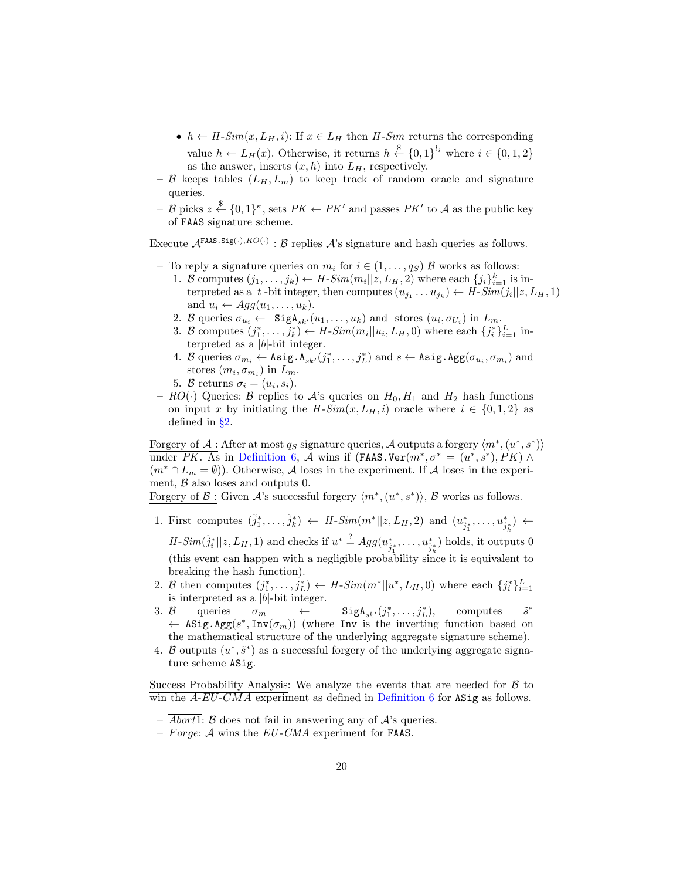- $h \leftarrow$ *H-Sim*$(x, L_H, i)$: If $x \in L_H$ then *H-Sim* returns the corresponding value $h \leftarrow L_H(x)$. Otherwise, it returns $h \xleftarrow{\$} \{0,1\}^{l_i}$ where $i \in \{0,1,2\}$ as the answer, inserts $(x, h)$ into $L_H$, respectively.

- $\mathcal{B}$ keeps tables $(L_H, L_m)$ to keep track of random oracle and signature queries.
- $\mathcal{B}$ picks $z \xleftarrow{\$} \{0,1\}^{\kappa}$, sets $PK \leftarrow PK'$ and passes $PK'$ to $\mathcal{A}$ as the public key of FAAS signature scheme.

Execute $\mathcal{A}^{\texttt{FAAS.Sig}(\cdot), RO(\cdot)}$ : $\mathcal{B}$ replies $\mathcal{A}$'s signature and hash queries as follows.

- To reply a signature queries on $m_i$ for $i \in (1, \ldots, q_S)$ $\mathcal{B}$ works as follows:
  1. $\mathcal{B}$ computes $(j_1, \ldots, j_k) \leftarrow$ *H-Sim*$(m_i||z, L_H, 2)$ where each $\{j_i\}_{i=1}^{k}$ is interpreted as a $|t|$-bit integer, then computes $(u_{j_1} \ldots u_{j_k}) \leftarrow$ *H-Sim*$(j_i||z, L_H, 1)$ and $u_i \leftarrow Agg(u_1, \ldots, u_k)$.
  2. $\mathcal{B}$ queries $\sigma_{u_i} \leftarrow \texttt{SigA}_{sk'}(u_1, \ldots, u_k)$ and stores $(u_i, \sigma_{U_i})$ in $L_m$.
  3. $\mathcal{B}$ computes $(j_1^*, \ldots, j_k^*) \leftarrow$ *H-Sim*$(m_i||u_i, L_H, 0)$ where each $\{j_i^*\}_{i=1}^{L}$ interpreted as a $|b|$-bit integer.
  4. $\mathcal{B}$ queries $\sigma_{m_i} \leftarrow \texttt{Asig.A}_{sk'}(j_1^*, \ldots, j_L^*)$ and $s \leftarrow \texttt{Asig.Agg}(\sigma_{u_i}, \sigma_{m_i})$ and stores $(m_i, \sigma_{m_i})$ in $L_m$.
  5. $\mathcal{B}$ returns $\sigma_i = (u_i, s_i)$.
- $RO(\cdot)$ Queries: $\mathcal{B}$ replies to $\mathcal{A}$'s queries on $H_0, H_1$ and $H_2$ hash functions on input $x$ by initiating the *H-Sim*$(x, L_H, i)$ oracle where $i \in \{0,1,2\}$ as defined in §2.

Forgery of $\mathcal{A}$ : After at most $q_S$ signature queries, $\mathcal{A}$ outputs a forgery $\langle m^*, (u^*, s^*) \rangle$ under $PK$. As in Definition 6, $\mathcal{A}$ wins if $(\texttt{FAAS.Ver}(m^*, \sigma^* = (u^*, s^*), PK) \wedge (m^* \cap L_m = \emptyset))$. Otherwise, $\mathcal{A}$ loses in the experiment. If $\mathcal{A}$ loses in the experiment, $\mathcal{B}$ also loses and outputs 0.

Forgery of $\mathcal{B}$ : Given $\mathcal{A}$'s successful forgery $\langle m^*, (u^*, s^*) \rangle$, $\mathcal{B}$ works as follows.

1. First computes $(\tilde{j}_1^*, \ldots, \tilde{j}_k^*) \leftarrow$ *H-Sim*$(m^*||z, L_H, 2)$ and $(u^*_{\tilde{j}_1^*}, \ldots, u^*_{\tilde{j}_k^*}) \leftarrow$ *H-Sim*$(\tilde{j}_i^*||z, L_H, 1)$ and checks if $u^* \stackrel{?}{=} Agg(u^*_{\tilde{j}_1^*}, \ldots, u^*_{\tilde{j}_k^*})$ holds, it outputs 0 (this event can happen with a negligible probability since it is equivalent to breaking the hash function).
2. $\mathcal{B}$ then computes $(j_1^*, \ldots, j_L^*) \leftarrow$ *H-Sim*$(m^*||u^*, L_H, 0)$ where each $\{j_i^*\}_{i=1}^{L}$ is interpreted as a $|b|$-bit integer.
3. $\mathcal{B}$ queries $\sigma_m \leftarrow \texttt{SigA}_{sk'}(j_1^*, \ldots, j_L^*)$, computes $\tilde{s}^* \leftarrow \texttt{ASig.Agg}(s^*, \texttt{Inv}(\sigma_m))$ (where Inv is the inverting function based on the mathematical structure of the underlying aggregate signature scheme).
4. $\mathcal{B}$ outputs $(u^*, \tilde{s}^*)$ as a successful forgery of the underlying aggregate signature scheme ASig.

Success Probability Analysis: We analyze the events that are needed for $\mathcal{B}$ to win the *A-EU-CMA* experiment as defined in Definition 6 for ASig as follows.

- $\overline{Abort1}$: $\mathcal{B}$ does not fail in answering any of $\mathcal{A}$'s queries.
- *Forge*: $\mathcal{A}$ wins the *EU-CMA* experiment for FAAS.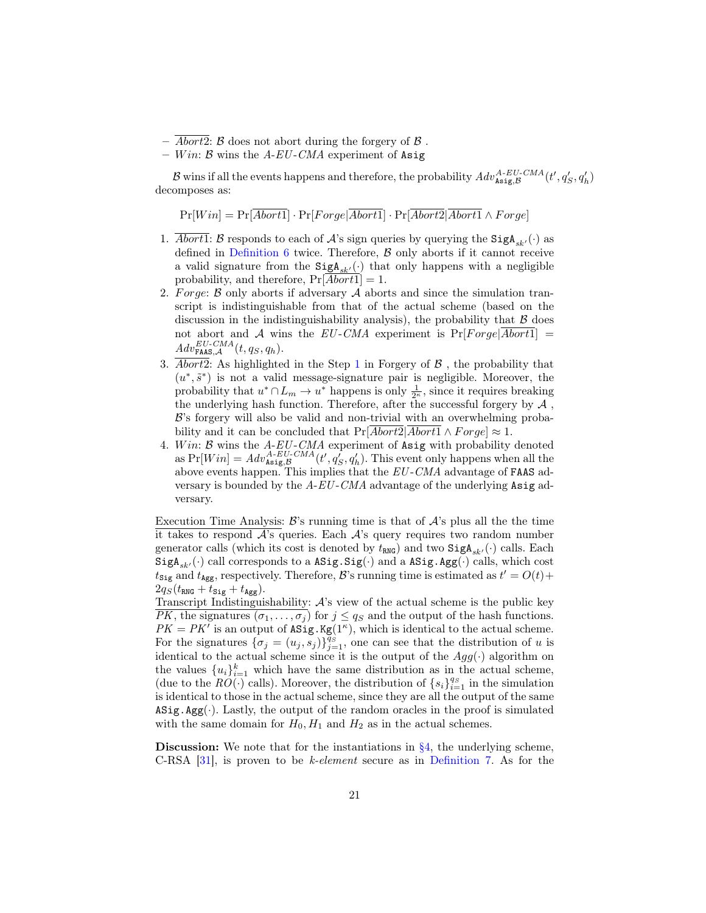– $\overline{Abort2}$: $\mathcal{B}$ does not abort during the forgery of $\mathcal{B}$ .
– $Win$: $\mathcal{B}$ wins the *A-EU-CMA* experiment of Asig

$\mathcal{B}$ wins if all the events happens and therefore, the probability $Adv^{A\text{-}EU\text{-}CMA}_{\texttt{Asig},\mathcal{B}}(t', q'_S, q'_h)$ decomposes as:

$$\Pr[Win] = \Pr[\overline{Abort1}] \cdot \Pr[Forge|\overline{Abort1}] \cdot \Pr[\overline{Abort2}|\overline{Abort1} \wedge Forge]$$

1. $\overline{Abort1}$: $\mathcal{B}$ responds to each of $\mathcal{A}$'s sign queries by querying the $\texttt{SigA}_{sk'}(\cdot)$ as defined in Definition 6 twice. Therefore, $\mathcal{B}$ only aborts if it cannot receive a valid signature from the $\texttt{SigA}_{sk'}(\cdot)$ that only happens with a negligible probability, and therefore, $\Pr[\overline{Abort1}] = 1$.
2. $Forge$: $\mathcal{B}$ only aborts if adversary $\mathcal{A}$ aborts and since the simulation transcript is indistinguishable from that of the actual scheme (based on the discussion in the indistinguishability analysis), the probability that $\mathcal{B}$ does not abort and $\mathcal{A}$ wins the *EU-CMA* experiment is $\Pr[Forge|\overline{Abort1}] = Adv^{EU\text{-}CMA}_{\texttt{FAAS},\mathcal{A}}(t, q_S, q_h)$.
3. $\overline{Abort2}$: As highlighted in the Step 1 in Forgery of $\mathcal{B}$ , the probability that $(u^*, \tilde{s}^*)$ is not a valid message-signature pair is negligible. Moreover, the probability that $u^* \cap L_m \to u^*$ happens is only $\frac{1}{2^\kappa}$, since it requires breaking the underlying hash function. Therefore, after the successful forgery by $\mathcal{A}$ , $\mathcal{B}$'s forgery will also be valid and non-trivial with an overwhelming probability and it can be concluded that $\Pr[\overline{Abort2}|\overline{Abort1} \wedge Forge] \approx 1$.
4. $Win$: $\mathcal{B}$ wins the *A-EU-CMA* experiment of Asig with probability denoted as $\Pr[Win] = Adv^{A\text{-}EU\text{-}CMA}_{\texttt{Asig},\mathcal{B}}(t', q'_S, q'_h)$. This event only happens when all the above events happen. This implies that the *EU-CMA* advantage of FAAS adversary is bounded by the *A-EU-CMA* advantage of the underlying Asig adversary.

Execution Time Analysis: $\mathcal{B}$'s running time is that of $\mathcal{A}$'s plus all the the time it takes to respond $\mathcal{A}$'s queries. Each $\mathcal{A}$'s query requires two random number generator calls (which its cost is denoted by $t_{\texttt{RNG}}$) and two $\texttt{SigA}_{sk'}(\cdot)$ calls. Each $\texttt{SigA}_{sk'}(\cdot)$ call corresponds to a $\texttt{ASig.Sig}(\cdot)$ and a $\texttt{ASig.Agg}(\cdot)$ calls, which cost $t_{\texttt{Sig}}$ and $t_{\texttt{Agg}}$, respectively. Therefore, $\mathcal{B}$'s running time is estimated as $t' = O(t) + 2q_S(t_{\texttt{RNG}} + t_{\texttt{Sig}} + t_{\texttt{Agg}})$.
Transcript Indistinguishability: $\mathcal{A}$'s view of the actual scheme is the public key $PK$, the signatures $(\sigma_1, \ldots, \sigma_j)$ for $j \leq q_S$ and the output of the hash functions. $PK = PK'$ is an output of $\texttt{ASig.Kg}(1^\kappa)$, which is identical to the actual scheme. For the signatures $\{\sigma_j = (u_j, s_j)\}_{j=1}^{q_S}$, one can see that the distribution of $u$ is identical to the actual scheme since it is the output of the $Agg(\cdot)$ algorithm on the values $\{u_i\}_{i=1}^{k}$ which have the same distribution as in the actual scheme, (due to the $RO(\cdot)$ calls). Moreover, the distribution of $\{s_i\}_{i=1}^{q_S}$ in the simulation is identical to those in the actual scheme, since they are all the output of the same $\texttt{ASig.Agg}(\cdot)$. Lastly, the output of the random oracles in the proof is simulated with the same domain for $H_0, H_1$ and $H_2$ as in the actual schemes.

**Discussion:** We note that for the instantiations in §4, the underlying scheme, C-RSA [31], is proven to be *k-element* secure as in Definition 7. As for the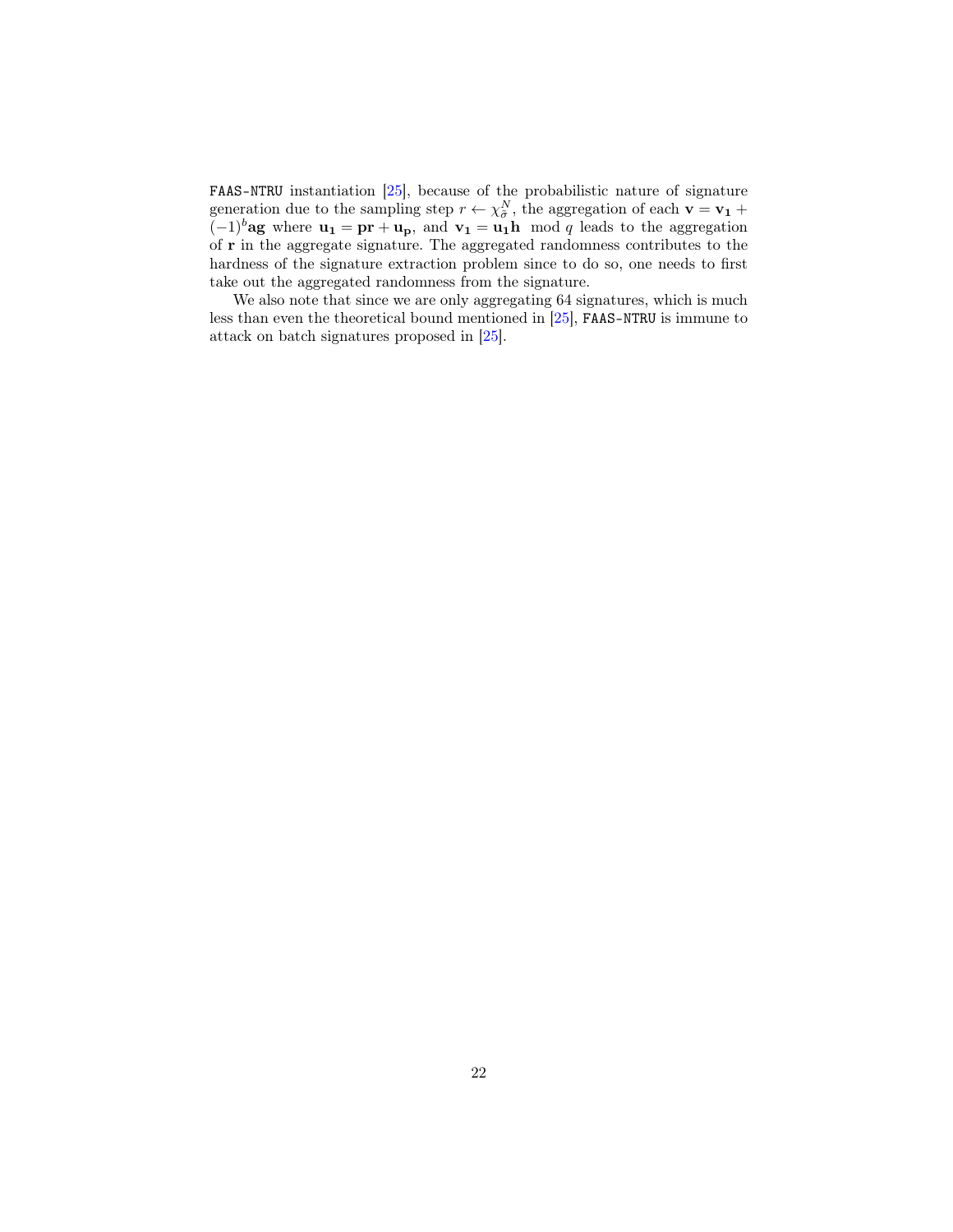FAAS-NTRU instantiation [25], because of the probabilistic nature of signature generation due to the sampling step $r \leftarrow \chi_{\sigma}^{N}$, the aggregation of each $\mathbf{v} = \mathbf{v_1} + (-1)^b \mathbf{ag}$ where $\mathbf{u_1} = \mathbf{pr} + \mathbf{u_p}$, and $\mathbf{v_1} = \mathbf{u_1 h} \mod q$ leads to the aggregation of $\mathbf{r}$ in the aggregate signature. The aggregated randomness contributes to the hardness of the signature extraction problem since to do so, one needs to first take out the aggregated randomness from the signature.

We also note that since we are only aggregating 64 signatures, which is much less than even the theoretical bound mentioned in [25], FAAS-NTRU is immune to attack on batch signatures proposed in [25].